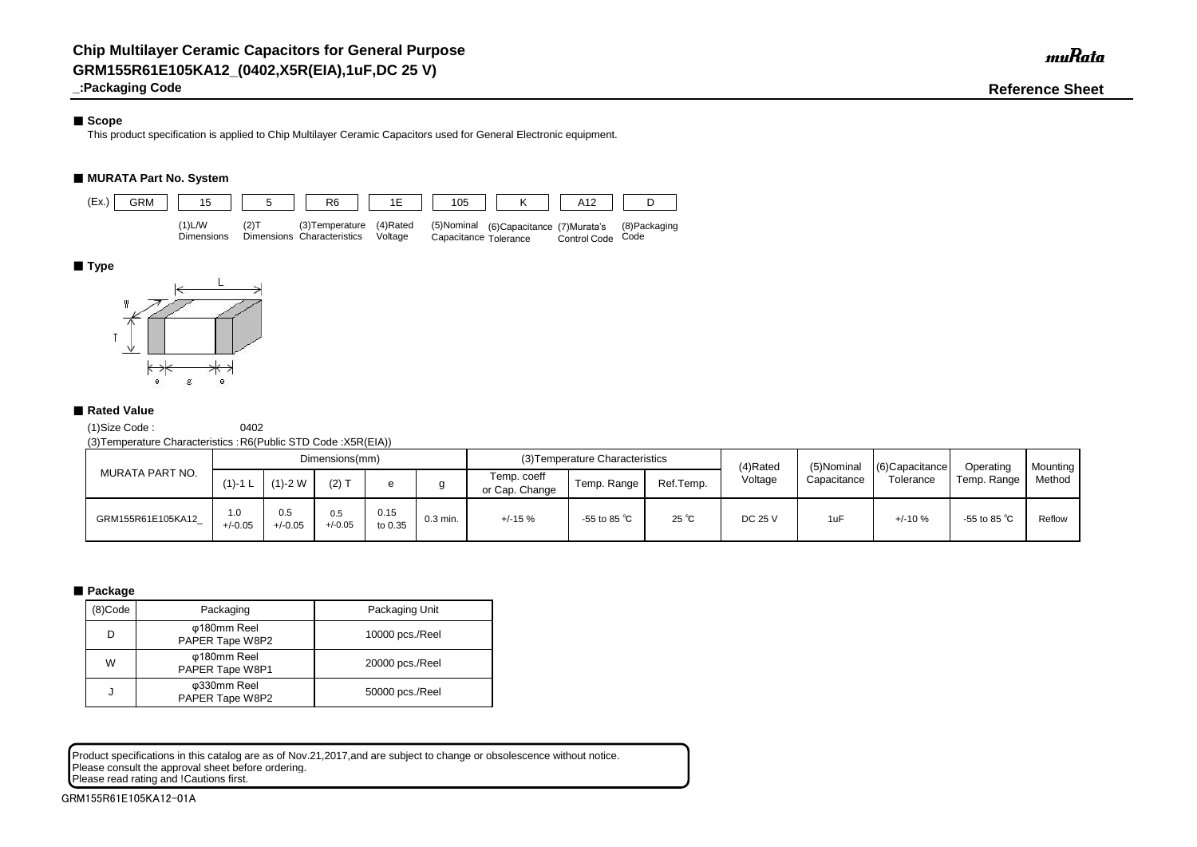# Chip Multilayer Ceramic Capacitors for General Purpose
# GRM155R61E105KA12_(0402,X5R(EIA),1uF,DC 25 V)
### _:Packaging Code

muRata

**Reference Sheet**

## ■ Scope

This product specification is applied to Chip Multilayer Ceramic Capacitors used for General Electronic equipment.

## ■ MURATA Part No. System

| (Ex.) GRM | 15 | 5 | R6 | 1E | 105 | K | A12 | D |
|---|---|---|---|---|---|---|---|---|
| | (1)L/W Dimensions | (2)T Dimensions | (3)Temperature Characteristics | (4)Rated Voltage | (5)Nominal Capacitance | (6)Capacitance Tolerance | (7)Murata's Control Code | (8)Packaging Code |

## ■ Type

L, W, T, e, g, e

## ■ Rated Value

(1)Size Code : 0402

(3)Temperature Characteristics : R6(Public STD Code :X5R(EIA))

| MURATA PART NO. | Dimensions(mm) | | | | | (3)Temperature Characteristics | | | (4)Rated Voltage | (5)Nominal Capacitance | (6)Capacitance Tolerance | Operating Temp. Range | Mounting Method |
|---|---|---|---|---|---|---|---|---|---|---|---|---|---|
| | (1)-1 L | (1)-2 W | (2) T | e | g | Temp. coeff or Cap. Change | Temp. Range | Ref.Temp. | | | | | |
| GRM155R61E105KA12_ | 1.0 +/-0.05 | 0.5 +/-0.05 | 0.5 +/-0.05 | 0.15 to 0.35 | 0.3 min. | +/-15 % | -55 to 85 ℃ | 25 ℃ | DC 25 V | 1uF | +/-10 % | -55 to 85 ℃ | Reflow |

## ■ Package

| (8)Code | Packaging | Packaging Unit |
|---|---|---|
| D | φ180mm Reel PAPER Tape W8P2 | 10000 pcs./Reel |
| W | φ180mm Reel PAPER Tape W8P1 | 20000 pcs./Reel |
| J | φ330mm Reel PAPER Tape W8P2 | 50000 pcs./Reel |

Product specifications in this catalog are as of Nov.21,2017,and are subject to change or obsolescence without notice.
Please consult the approval sheet before ordering.
Please read rating and !Cautions first.

GRM155R61E105KA12-01A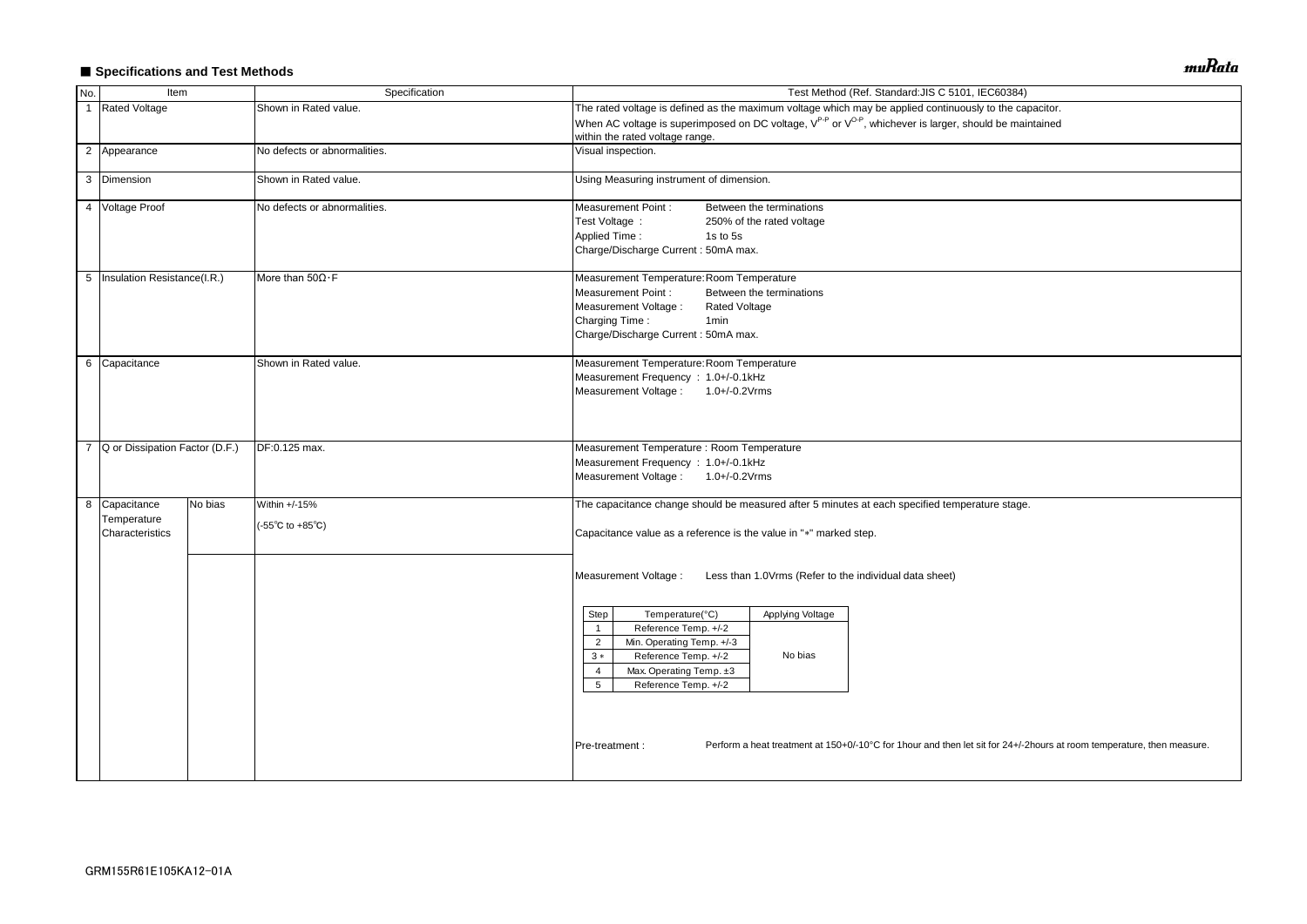■ **Specifications and Test Methods**

| No. | Item | | Specification | Test Method (Ref. Standard:JIS C 5101, IEC60384) |
|---|---|---|---|---|
| 1 | Rated Voltage | | Shown in Rated value. | The rated voltage is defined as the maximum voltage which may be applied continuously to the capacitor.<br>When AC voltage is superimposed on DC voltage, $V^{P-P}$ or $V^{O-P}$, whichever is larger, should be maintained within the rated voltage range. |
| 2 | Appearance | | No defects or abnormalities. | Visual inspection. |
| 3 | Dimension | | Shown in Rated value. | Using Measuring instrument of dimension. |
| 4 | Voltage Proof | | No defects or abnormalities. | Measurement Point : Between the terminations<br>Test Voltage : 250% of the rated voltage<br>Applied Time : 1s to 5s<br>Charge/Discharge Current : 50mA max. |
| 5 | Insulation Resistance(I.R.) | | More than 50Ω・F | Measurement Temperature: Room Temperature<br>Measurement Point : Between the terminations<br>Measurement Voltage : Rated Voltage<br>Charging Time : 1min<br>Charge/Discharge Current : 50mA max. |
| 6 | Capacitance | | Shown in Rated value. | Measurement Temperature: Room Temperature<br>Measurement Frequency : 1.0+/-0.1kHz<br>Measurement Voltage : 1.0+/-0.2Vrms |
| 7 | Q or Dissipation Factor (D.F.) | | DF:0.125 max. | Measurement Temperature : Room Temperature<br>Measurement Frequency : 1.0+/-0.1kHz<br>Measurement Voltage : 1.0+/-0.2Vrms |
| 8 | Capacitance Temperature Characteristics | No bias | Within +/-15%<br>(-55°C to +85°C) | The capacitance change should be measured after 5 minutes at each specified temperature stage.<br>Capacitance value as a reference is the value in "*" marked step.<br>Measurement Voltage : Less than 1.0Vrms (Refer to the individual data sheet)<br>Pre-treatment : Perform a heat treatment at 150+0/-10°C for 1hour and then let sit for 24+/-2hours at room temperature, then measure. |

| Step | Temperature(°C) | Applying Voltage |
|---|---|---|
| 1 | Reference Temp. +/-2 | No bias |
| 2 | Min. Operating Temp. +/-3 | |
| 3 * | Reference Temp. +/-2 | |
| 4 | Max. Operating Temp. ±3 | |
| 5 | Reference Temp. +/-2 | |

GRM155R61E105KA12-01A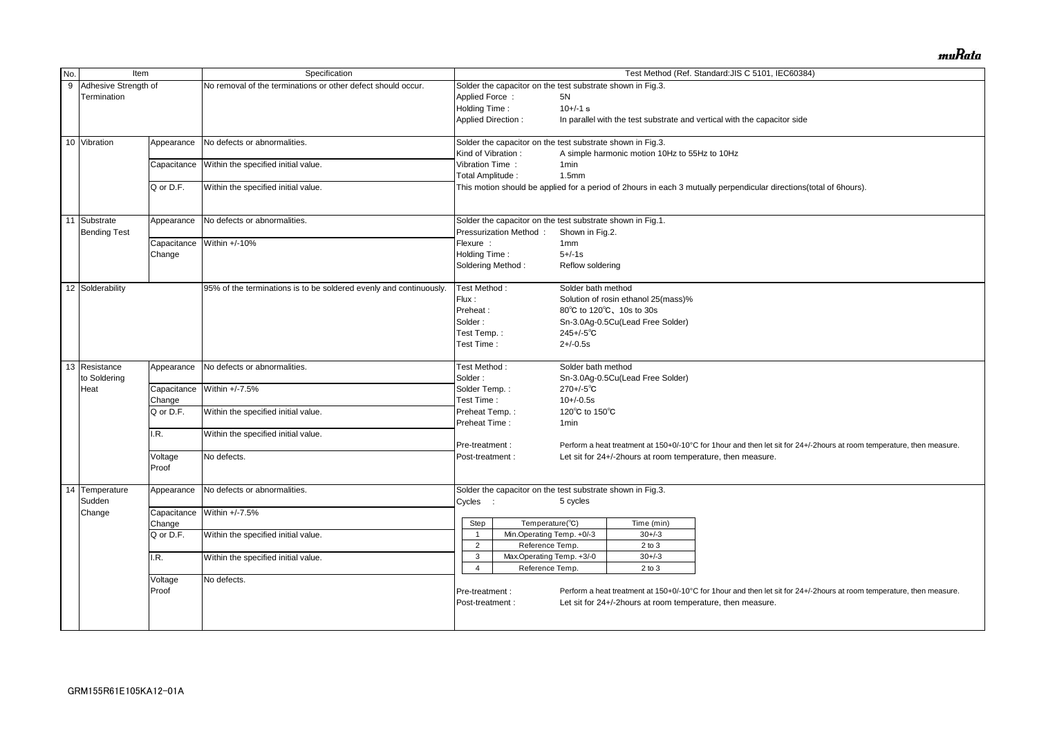| No. | Item | | Specification | Test Method (Ref. Standard:JIS C 5101, IEC60384) |
|---|---|---|---|---|
| 9 | Adhesive Strength of Termination | | No removal of the terminations or other defect should occur. | Solder the capacitor on the test substrate shown in Fig.3.<br>Applied Force : 5N<br>Holding Time : 10+/-1 s<br>Applied Direction : In parallel with the test substrate and vertical with the capacitor side |
| 10 | Vibration | Appearance | No defects or abnormalities. | Solder the capacitor on the test substrate shown in Fig.3.<br>Kind of Vibration : A simple harmonic motion 10Hz to 55Hz to 10Hz<br>Vibration Time : 1min<br>Total Amplitude : 1.5mm<br>This motion should be applied for a period of 2hours in each 3 mutually perpendicular directions(total of 6hours). |
| | | Capacitance | Within the specified initial value. | |
| | | Q or D.F. | Within the specified initial value. | |
| 11 | Substrate Bending Test | Appearance | No defects or abnormalities. | Solder the capacitor on the test substrate shown in Fig.1.<br>Pressurization Method : Shown in Fig.2.<br>Flexure : 1mm<br>Holding Time : 5+/-1s<br>Soldering Method : Reflow soldering |
| | | Capacitance Change | Within +/-10% | |
| 12 | Solderability | | 95% of the terminations is to be soldered evenly and continuously. | Test Method : Solder bath method<br>Flux : Solution of rosin ethanol 25(mass)%<br>Preheat : 80℃ to 120℃、10s to 30s<br>Solder : Sn-3.0Ag-0.5Cu(Lead Free Solder)<br>Test Temp. : 245+/-5℃<br>Test Time : 2+/-0.5s |
| 13 | Resistance to Soldering Heat | Appearance | No defects or abnormalities. | Test Method : Solder bath method<br>Solder : Sn-3.0Ag-0.5Cu(Lead Free Solder)<br>Solder Temp. : 270+/-5℃<br>Test Time : 10+/-0.5s<br>Preheat Temp. : 120℃ to 150℃<br>Preheat Time : 1min<br>Pre-treatment : Perform a heat treatment at 150+0/-10°C for 1hour and then let sit for 24+/-2hours at room temperature, then measure.<br>Post-treatment : Let sit for 24+/-2hours at room temperature, then measure. |
| | | Capacitance Change | Within +/-7.5% | |
| | | Q or D.F. | Within the specified initial value. | |
| | | I.R. | Within the specified initial value. | |
| | | Voltage Proof | No defects. | |
| 14 | Temperature Sudden Change | Appearance | No defects or abnormalities. | Solder the capacitor on the test substrate shown in Fig.3.<br>Cycles : 5 cycles<br>Step 1: Min.Operating Temp. +0/-3 ℃, 30+/-3 min<br>Step 2: Reference Temp., 2 to 3 min<br>Step 3: Max.Operating Temp. +3/-0 ℃, 30+/-3 min<br>Step 4: Reference Temp., 2 to 3 min<br>Pre-treatment : Perform a heat treatment at 150+0/-10°C for 1hour and then let sit for 24+/-2hours at room temperature, then measure.<br>Post-treatment : Let sit for 24+/-2hours at room temperature, then measure. |
| | | Capacitance Change | Within +/-7.5% | |
| | | Q or D.F. | Within the specified initial value. | |
| | | I.R. | Within the specified initial value. | |
| | | Voltage Proof | No defects. | |

| Step | Temperature(℃) | Time (min) |
|---|---|---|
| 1 | Min.Operating Temp. +0/-3 | 30+/-3 |
| 2 | Reference Temp. | 2 to 3 |
| 3 | Max.Operating Temp. +3/-0 | 30+/-3 |
| 4 | Reference Temp. | 2 to 3 |

GRM155R61E105KA12-01A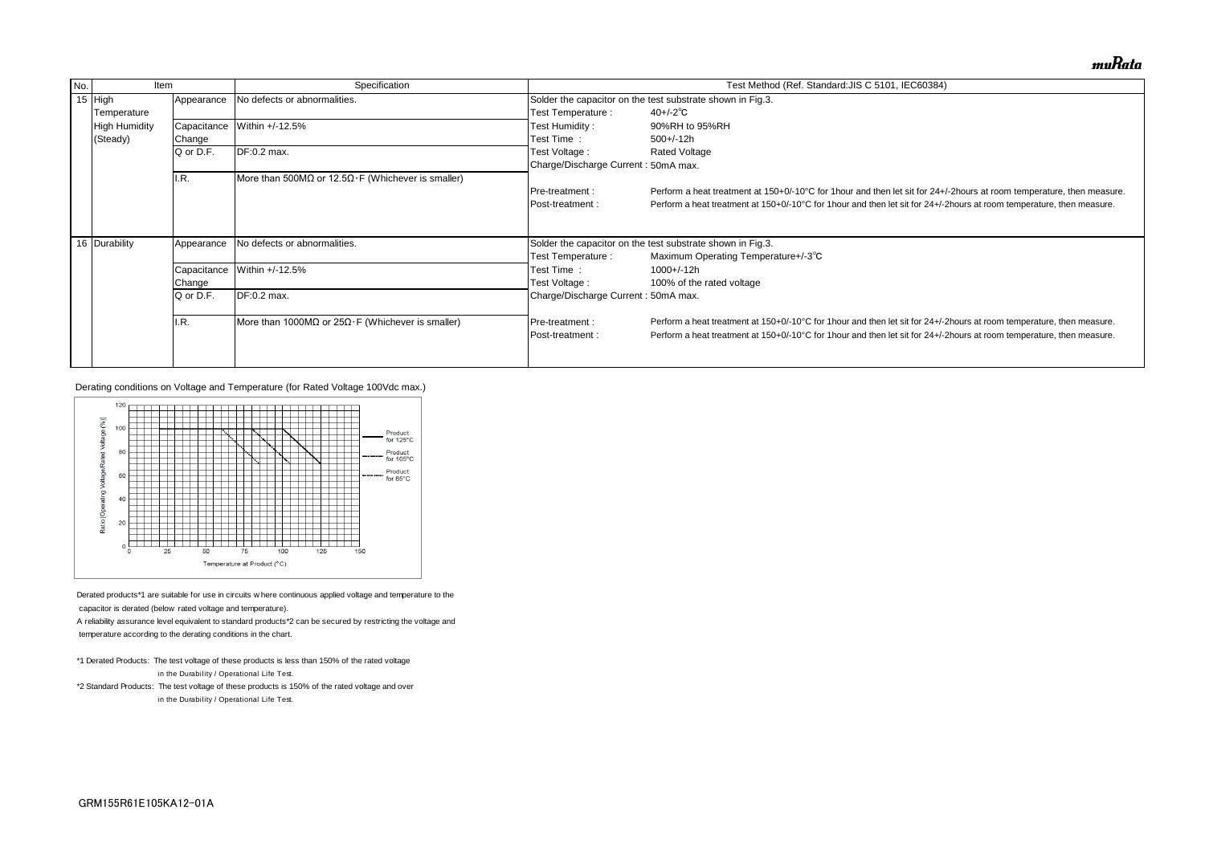| No. | Item | | Specification | Test Method (Ref. Standard:JIS C 5101, IEC60384) |
|---|---|---|---|---|
| 15 | High Temperature High Humidity (Steady) | Appearance | No defects or abnormalities. | Solder the capacitor on the test substrate shown in Fig.3.<br>Test Temperature : 40+/-2℃<br>Test Humidity : 90%RH to 95%RH<br>Test Time : 500+/-12h<br>Test Voltage : Rated Voltage<br>Charge/Discharge Current : 50mA max.<br>Pre-treatment : Perform a heat treatment at 150+0/-10°C for 1hour and then let sit for 24+/-2hours at room temperature, then measure.<br>Post-treatment : Perform a heat treatment at 150+0/-10°C for 1hour and then let sit for 24+/-2hours at room temperature, then measure. |
| | | Capacitance Change | Within +/-12.5% | |
| | | Q or D.F. | DF:0.2 max. | |
| | | I.R. | More than 500MΩ or 12.5Ω·F (Whichever is smaller) | |
| 16 | Durability | Appearance | No defects or abnormalities. | Solder the capacitor on the test substrate shown in Fig.3.<br>Test Temperature : Maximum Operating Temperature+/-3℃<br>Test Time : 1000+/-12h<br>Test Voltage : 100% of the rated voltage<br>Charge/Discharge Current : 50mA max.<br>Pre-treatment : Perform a heat treatment at 150+0/-10°C for 1hour and then let sit for 24+/-2hours at room temperature, then measure.<br>Post-treatment : Perform a heat treatment at 150+0/-10°C for 1hour and then let sit for 24+/-2hours at room temperature, then measure. |
| | | Capacitance Change | Within +/-12.5% | |
| | | Q or D.F. | DF:0.2 max. | |
| | | I.R. | More than 1000MΩ or 25Ω·F (Whichever is smaller) | |

Derating conditions on Voltage and Temperature (for Rated Voltage 100Vdc max.)

Ratio (Operating Voltage/Rated Voltage (%)) vs. Temperature at Product (°C)

Legend: Product for 125°C; Product for 105°C; Product for 85°C

Derated products*1 are suitable for use in circuits where continuous applied voltage and temperature to the capacitor is derated (below rated voltage and temperature).

A reliability assurance level equivalent to standard products*2 can be secured by restricting the voltage and temperature according to the derating conditions in the chart.

*1 Derated Products: The test voltage of these products is less than 150% of the rated voltage in the Durability / Operational Life Test.

*2 Standard Products: The test voltage of these products is 150% of the rated voltage and over in the Durability / Operational Life Test.

GRM155R61E105KA12-01A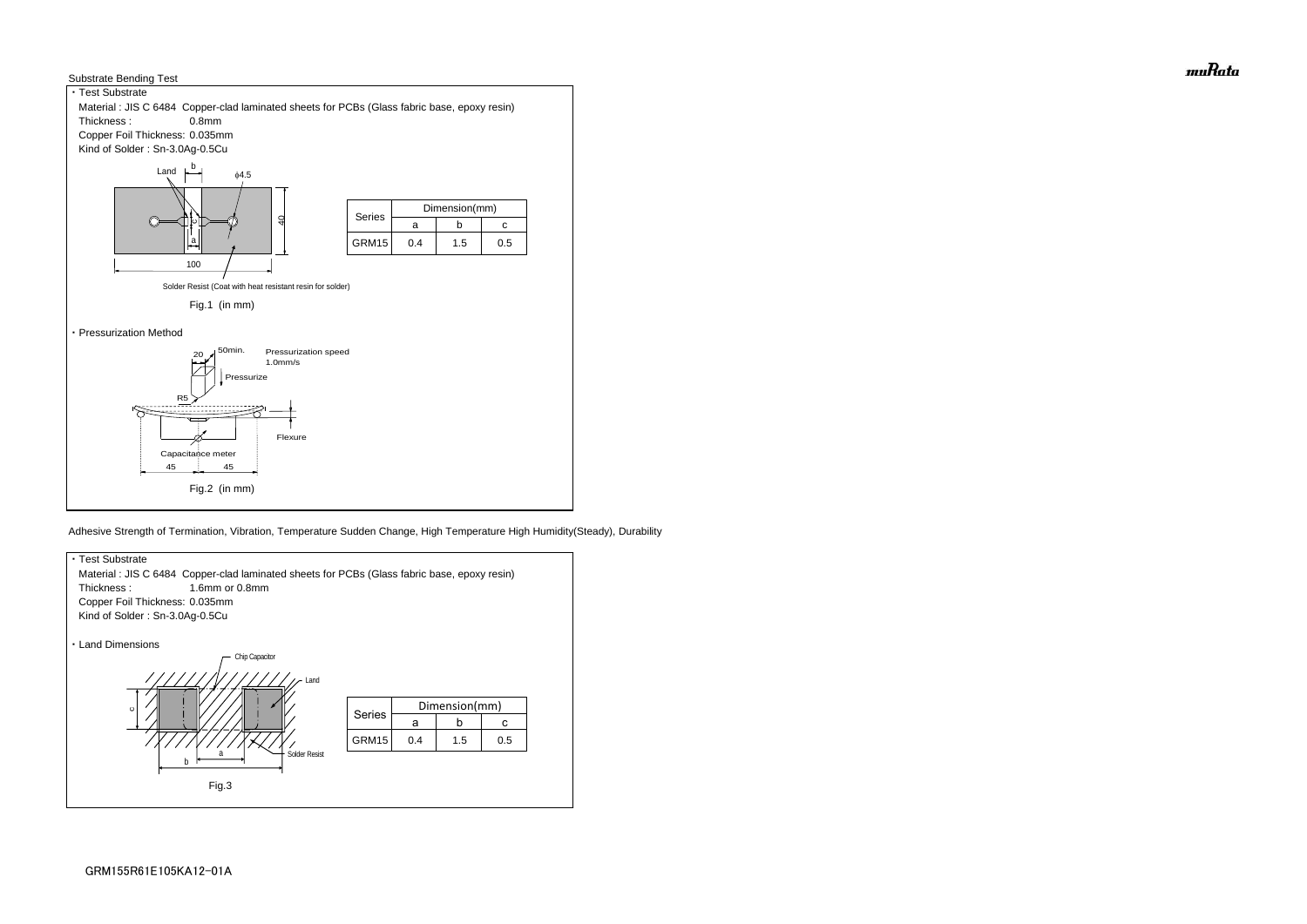Substrate Bending Test

・Test Substrate

Material : JIS C 6484 Copper-clad laminated sheets for PCBs (Glass fabric base, epoxy resin)

Thickness : 0.8mm

Copper Foil Thickness: 0.035mm

Kind of Solder : Sn-3.0Ag-0.5Cu

| Series | Dimension(mm) | | |
|---|---|---|---|
| | a | b | c |
| GRM15 | 0.4 | 1.5 | 0.5 |

Fig.1 (in mm)

・Pressurization Method

Pressurization speed 1.0mm/s

Fig.2 (in mm)

Adhesive Strength of Termination, Vibration, Temperature Sudden Change, High Temperature High Humidity(Steady), Durability

・Test Substrate

Material : JIS C 6484 Copper-clad laminated sheets for PCBs (Glass fabric base, epoxy resin)

Thickness : 1.6mm or 0.8mm

Copper Foil Thickness: 0.035mm

Kind of Solder : Sn-3.0Ag-0.5Cu

・Land Dimensions

| Series | Dimension(mm) | | |
|---|---|---|---|
| | a | b | c |
| GRM15 | 0.4 | 1.5 | 0.5 |

Fig.3

GRM155R61E105KA12-01A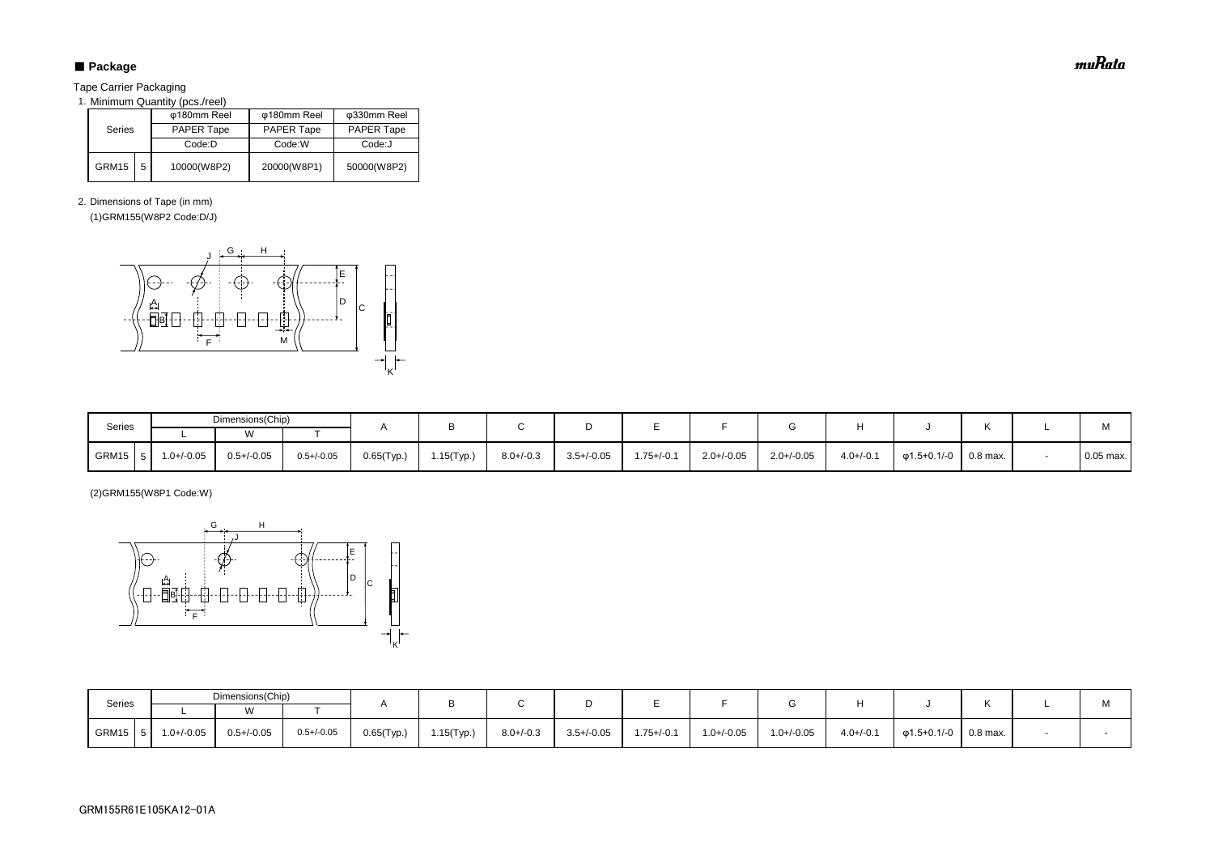## ■ Package

Tape Carrier Packaging

1. Minimum Quantity (pcs./reel)

| Series | | φ180mm Reel PAPER Tape Code:D | φ180mm Reel PAPER Tape Code:W | φ330mm Reel PAPER Tape Code:J |
|---|---|---|---|---|
| GRM15 | 5 | 10000(W8P2) | 20000(W8P1) | 50000(W8P2) |

2. Dimensions of Tape (in mm)

(1)GRM155(W8P2 Code:D/J)

| Series | | Dimensions(Chip) | | | A | B | C | D | E | F | G | H | J | K | L | M |
|---|---|---|---|---|---|---|---|---|---|---|---|---|---|---|---|---|
| | | L | W | T | | | | | | | | | | | | |
| GRM15 | 5 | 1.0+/-0.05 | 0.5+/-0.05 | 0.5+/-0.05 | 0.65(Typ.) | 1.15(Typ.) | 8.0+/-0.3 | 3.5+/-0.05 | 1.75+/-0.1 | 2.0+/-0.05 | 2.0+/-0.05 | 4.0+/-0.1 | φ1.5+0.1/-0 | 0.8 max. | - | 0.05 max. |

(2)GRM155(W8P1 Code:W)

| Series | | Dimensions(Chip) | | | A | B | C | D | E | F | G | H | J | K | L | M |
|---|---|---|---|---|---|---|---|---|---|---|---|---|---|---|---|---|
| | | L | W | T | | | | | | | | | | | | |
| GRM15 | 5 | 1.0+/-0.05 | 0.5+/-0.05 | 0.5+/-0.05 | 0.65(Typ.) | 1.15(Typ.) | 8.0+/-0.3 | 3.5+/-0.05 | 1.75+/-0.1 | 1.0+/-0.05 | 1.0+/-0.05 | 4.0+/-0.1 | φ1.5+0.1/-0 | 0.8 max. | - | - |

GRM155R61E105KA12-01A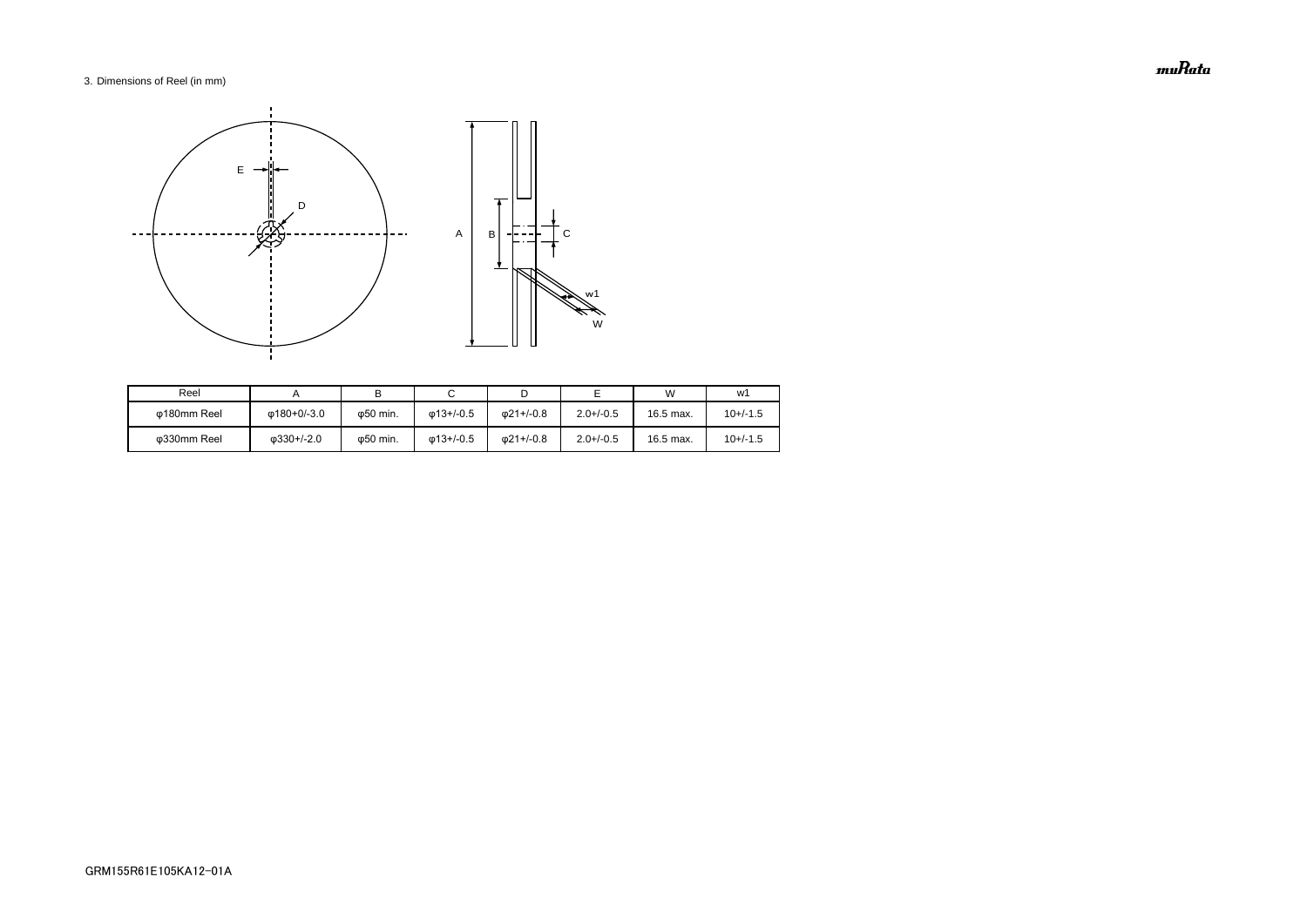3. Dimensions of Reel (in mm)

| Reel | A | B | C | D | E | W | w1 |
|---|---|---|---|---|---|---|---|
| φ180mm Reel | φ180+0/-3.0 | φ50 min. | φ13+/-0.5 | φ21+/-0.8 | 2.0+/-0.5 | 16.5 max. | 10+/-1.5 |
| φ330mm Reel | φ330+/-2.0 | φ50 min. | φ13+/-0.5 | φ21+/-0.8 | 2.0+/-0.5 | 16.5 max. | 10+/-1.5 |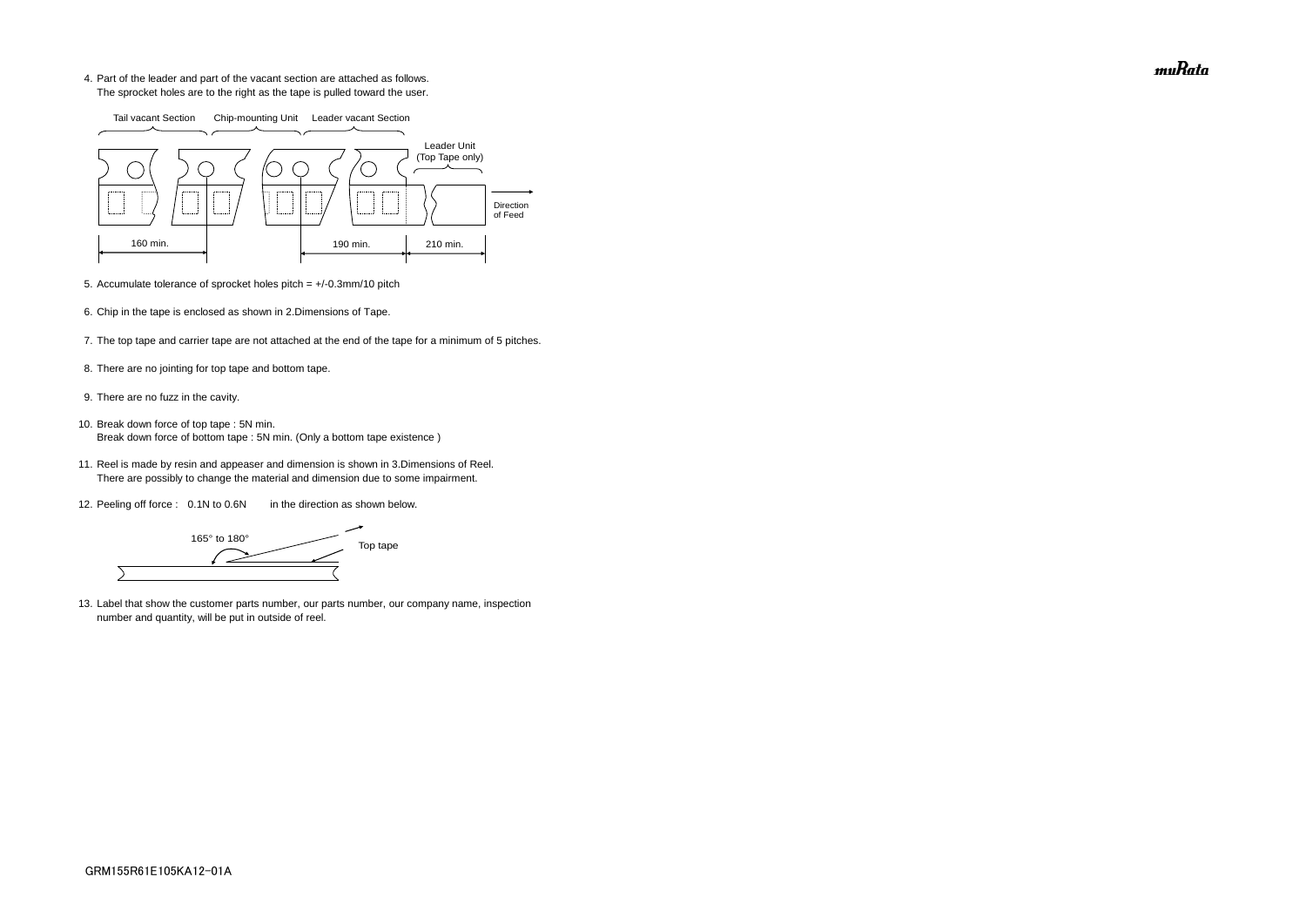4. Part of the leader and part of the vacant section are attached as follows.
   The sprocket holes are to the right as the tape is pulled toward the user.

Tail vacant Section　Chip-mounting Unit　Leader vacant Section

Leader Unit (Top Tape only)

Direction of Feed

160 min.　190 min.　210 min.

5. Accumulate tolerance of sprocket holes pitch = +/-0.3mm/10 pitch

6. Chip in the tape is enclosed as shown in 2.Dimensions of Tape.

7. The top tape and carrier tape are not attached at the end of the tape for a minimum of 5 pitches.

8. There are no jointing for top tape and bottom tape.

9. There are no fuzz in the cavity.

10. Break down force of top tape : 5N min.
    Break down force of bottom tape : 5N min. (Only a bottom tape existence )

11. Reel is made by resin and appeaser and dimension is shown in 3.Dimensions of Reel.
    There are possibly to change the material and dimension due to some impairment.

12. Peeling off force : 0.1N to 0.6N　in the direction as shown below.

165° to 180°　Top tape

13. Label that show the customer parts number, our parts number, our company name, inspection number and quantity, will be put in outside of reel.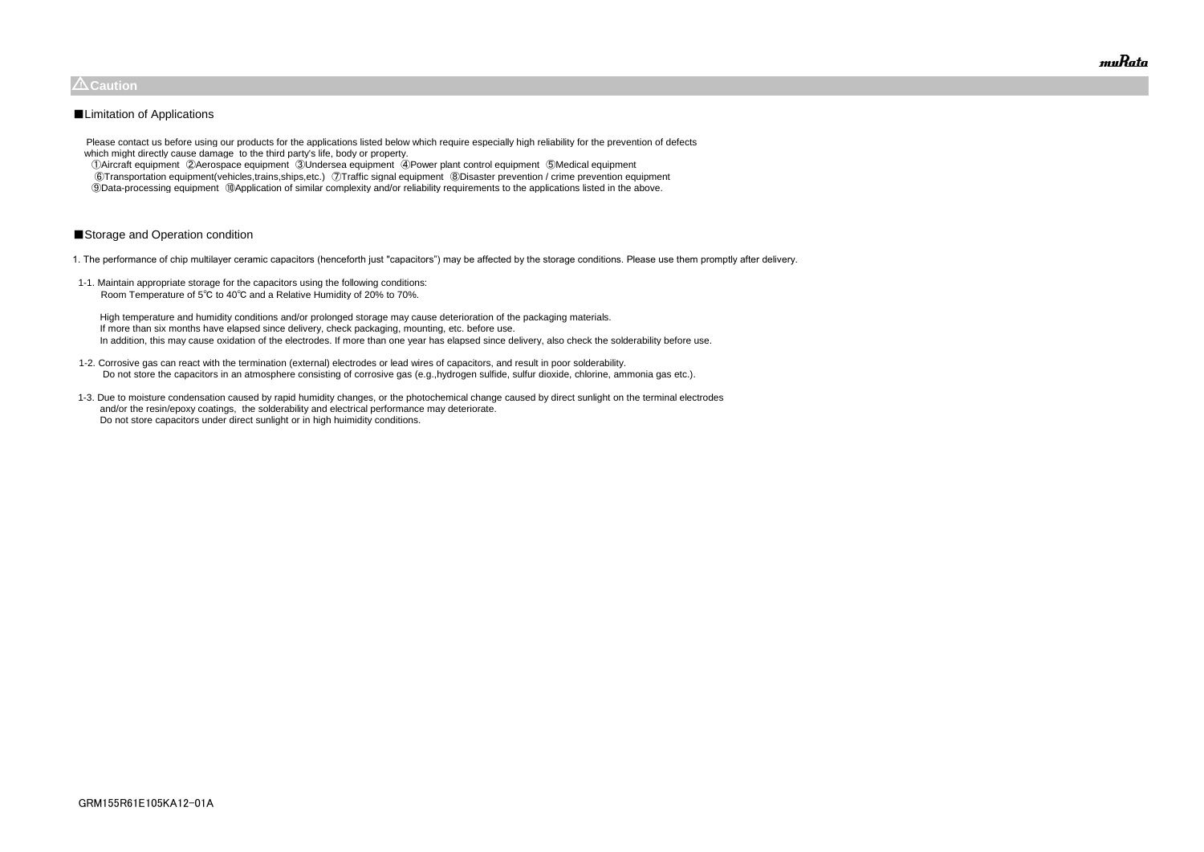## ⚠Caution

■Limitation of Applications

Please contact us before using our products for the applications listed below which require especially high reliability for the prevention of defects which might directly cause damage to the third party's life, body or property.

①Aircraft equipment ②Aerospace equipment ③Undersea equipment ④Power plant control equipment ⑤Medical equipment
⑥Transportation equipment(vehicles,trains,ships,etc.) ⑦Traffic signal equipment ⑧Disaster prevention / crime prevention equipment
⑨Data-processing equipment ⑩Application of similar complexity and/or reliability requirements to the applications listed in the above.

■Storage and Operation condition

1. The performance of chip multilayer ceramic capacitors (henceforth just "capacitors") may be affected by the storage conditions. Please use them promptly after delivery.

1-1. Maintain appropriate storage for the capacitors using the following conditions:
Room Temperature of 5℃ to 40℃ and a Relative Humidity of 20% to 70%.

High temperature and humidity conditions and/or prolonged storage may cause deterioration of the packaging materials.
If more than six months have elapsed since delivery, check packaging, mounting, etc. before use.
In addition, this may cause oxidation of the electrodes. If more than one year has elapsed since delivery, also check the solderability before use.

1-2. Corrosive gas can react with the termination (external) electrodes or lead wires of capacitors, and result in poor solderability.
Do not store the capacitors in an atmosphere consisting of corrosive gas (e.g.,hydrogen sulfide, sulfur dioxide, chlorine, ammonia gas etc.).

1-3. Due to moisture condensation caused by rapid humidity changes, or the photochemical change caused by direct sunlight on the terminal electrodes and/or the resin/epoxy coatings, the solderability and electrical performance may deteriorate.
Do not store capacitors under direct sunlight or in high huimidity conditions.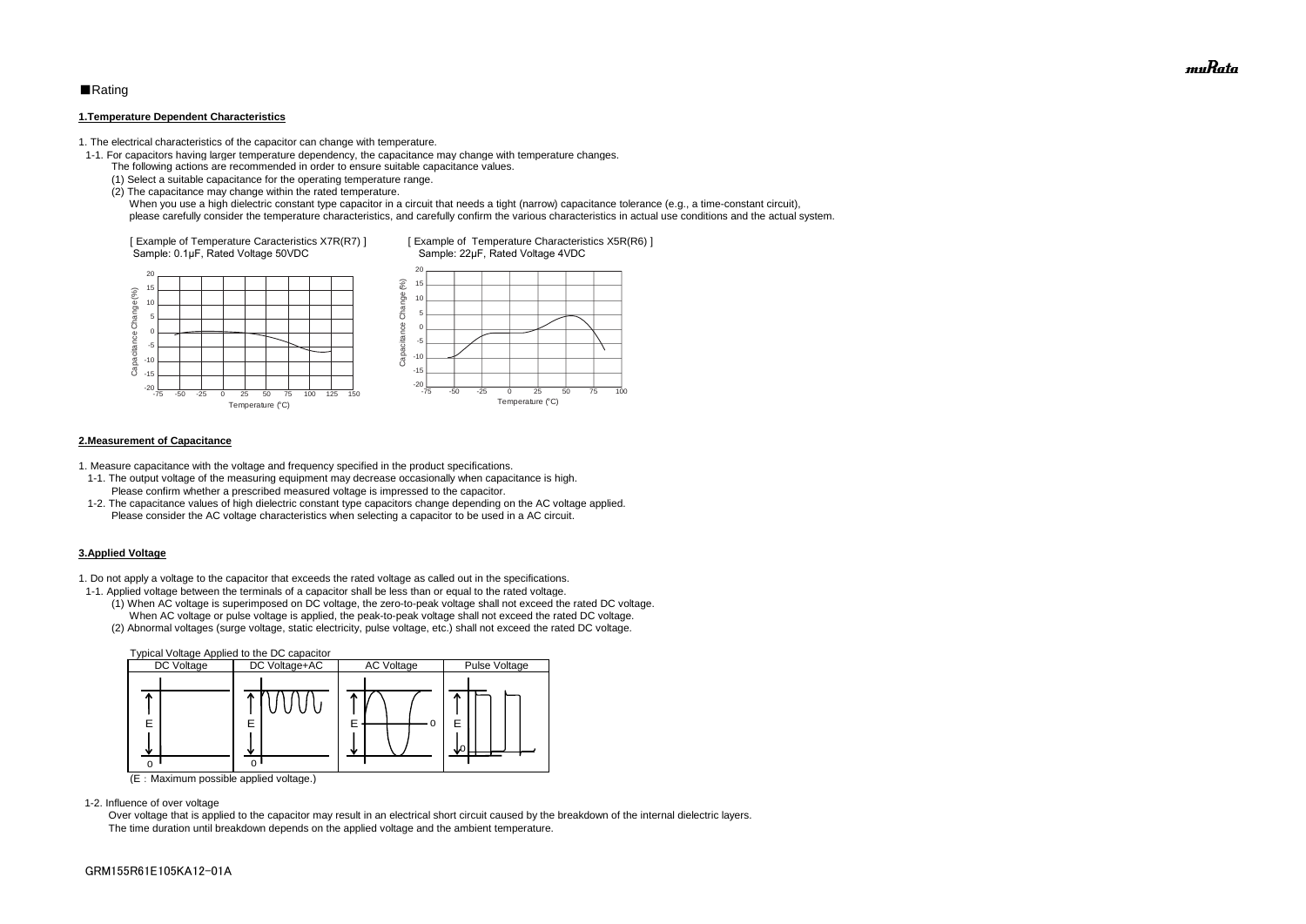■Rating

**1.Temperature Dependent Characteristics**

1. The electrical characteristics of the capacitor can change with temperature.
  1-1. For capacitors having larger temperature dependency, the capacitance may change with temperature changes.
    The following actions are recommended in order to ensure suitable capacitance values.
    (1) Select a suitable capacitance for the operating temperature range.
    (2) The capacitance may change within the rated temperature.
      When you use a high dielectric constant type capacitor in a circuit that needs a tight (narrow) capacitance tolerance (e.g., a time-constant circuit), please carefully consider the temperature characteristics, and carefully confirm the various characteristics in actual use conditions and the actual system.

[ Example of Temperature Caracteristics X7R(R7) ]
Sample: 0.1μF, Rated Voltage 50VDC

[ Example of Temperature Characteristics X5R(R6) ]
Sample: 22μF, Rated Voltage 4VDC

**2.Measurement of Capacitance**

1. Measure capacitance with the voltage and frequency specified in the product specifications.
  1-1. The output voltage of the measuring equipment may decrease occasionally when capacitance is high.
    Please confirm whether a prescribed measured voltage is impressed to the capacitor.
  1-2. The capacitance values of high dielectric constant type capacitors change depending on the AC voltage applied.
    Please consider the AC voltage characteristics when selecting a capacitor to be used in a AC circuit.

**3.Applied Voltage**

1. Do not apply a voltage to the capacitor that exceeds the rated voltage as called out in the specifications.
  1-1. Applied voltage between the terminals of a capacitor shall be less than or equal to the rated voltage.
    (1) When AC voltage is superimposed on DC voltage, the zero-to-peak voltage shall not exceed the rated DC voltage.
      When AC voltage or pulse voltage is applied, the peak-to-peak voltage shall not exceed the rated DC voltage.
    (2) Abnormal voltages (surge voltage, static electricity, pulse voltage, etc.) shall not exceed the rated DC voltage.

Typical Voltage Applied to the DC capacitor

| DC Voltage | DC Voltage+AC | AC Voltage | Pulse Voltage |
|---|---|---|---|
| E | E | E | E |

(E：Maximum possible applied voltage.)

  1-2. Influence of over voltage
    Over voltage that is applied to the capacitor may result in an electrical short circuit caused by the breakdown of the internal dielectric layers.
    The time duration until breakdown depends on the applied voltage and the ambient temperature.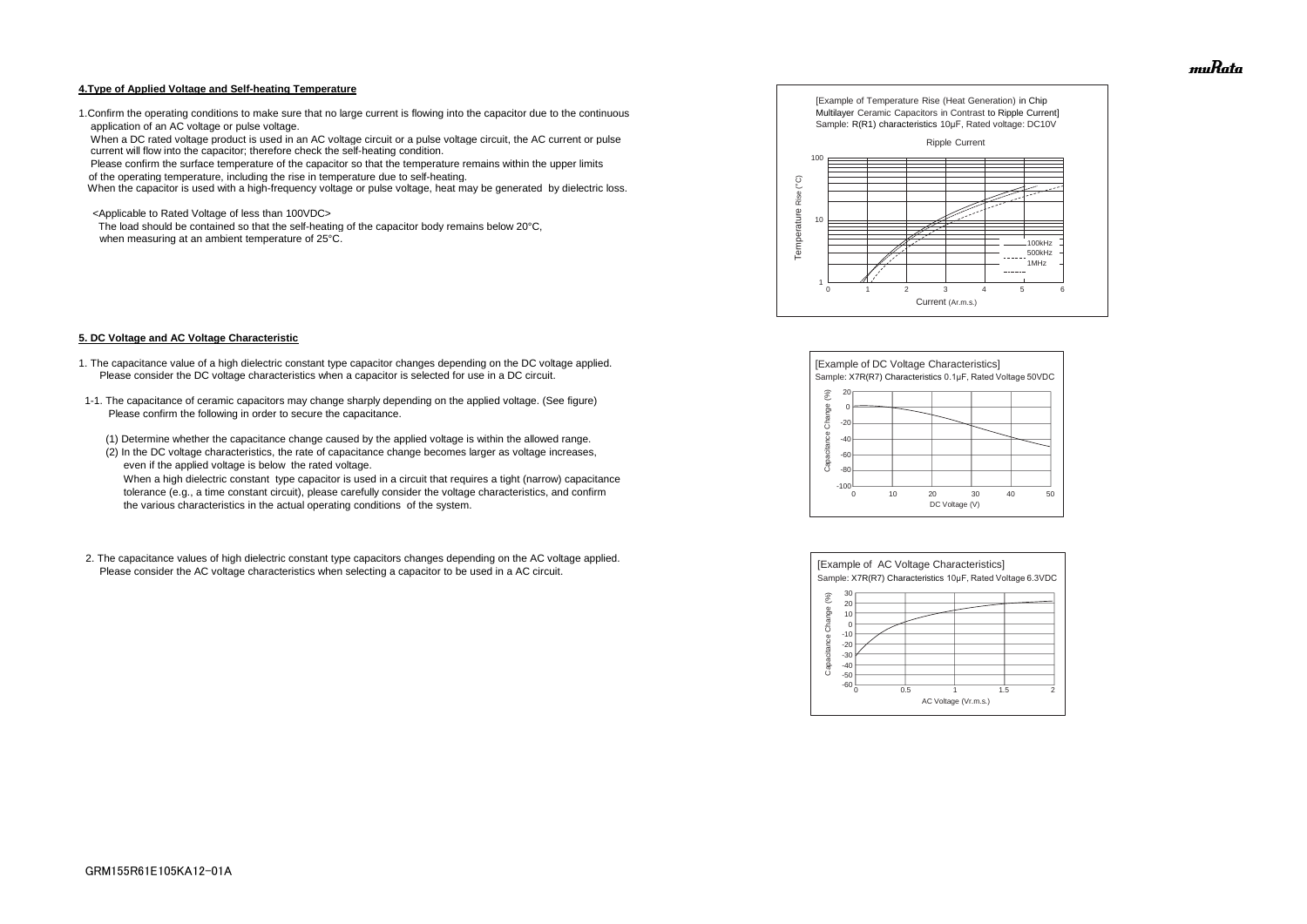### 4.Type of Applied Voltage and Self-heating Temperature

1.Confirm the operating conditions to make sure that no large current is flowing into the capacitor due to the continuous application of an AC voltage or pulse voltage.
When a DC rated voltage product is used in an AC voltage circuit or a pulse voltage circuit, the AC current or pulse current will flow into the capacitor; therefore check the self-heating condition.
Please confirm the surface temperature of the capacitor so that the temperature remains within the upper limits of the operating temperature, including the rise in temperature due to self-heating.
When the capacitor is used with a high-frequency voltage or pulse voltage, heat may be generated by dielectric loss.

<Applicable to Rated Voltage of less than 100VDC>
The load should be contained so that the self-heating of the capacitor body remains below 20°C, when measuring at an ambient temperature of 25°C.

[Example of Temperature Rise (Heat Generation) in Chip Multilayer Ceramic Capacitors in Contrast to Ripple Current]
Sample: R(R1) characteristics 10μF, Rated voltage: DC10V

### 5. DC Voltage and AC Voltage Characteristic

1. The capacitance value of a high dielectric constant type capacitor changes depending on the DC voltage applied. Please consider the DC voltage characteristics when a capacitor is selected for use in a DC circuit.

1-1. The capacitance of ceramic capacitors may change sharply depending on the applied voltage. (See figure) Please confirm the following in order to secure the capacitance.

(1) Determine whether the capacitance change caused by the applied voltage is within the allowed range.
(2) In the DC voltage characteristics, the rate of capacitance change becomes larger as voltage increases, even if the applied voltage is below the rated voltage.
When a high dielectric constant type capacitor is used in a circuit that requires a tight (narrow) capacitance tolerance (e.g., a time constant circuit), please carefully consider the voltage characteristics, and confirm the various characteristics in the actual operating conditions of the system.

[Example of DC Voltage Characteristics]
Sample: X7R(R7) Characteristics 0.1μF, Rated Voltage 50VDC

2. The capacitance values of high dielectric constant type capacitors changes depending on the AC voltage applied. Please consider the AC voltage characteristics when selecting a capacitor to be used in a AC circuit.

[Example of AC Voltage Characteristics]
Sample: X7R(R7) Characteristics 10μF, Rated Voltage 6.3VDC

GRM155R61E105KA12-01A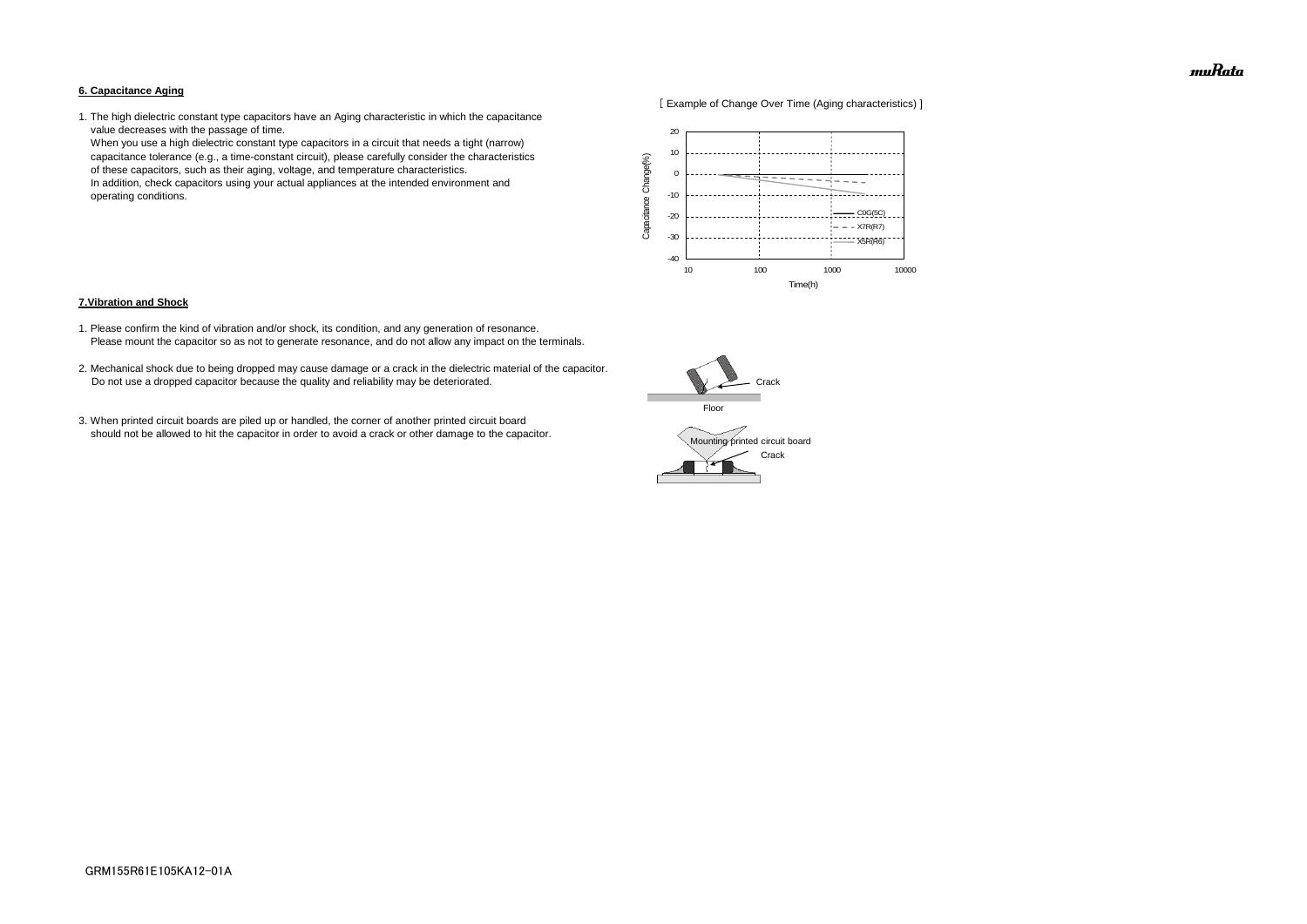**6. Capacitance Aging**

1. The high dielectric constant type capacitors have an Aging characteristic in which the capacitance value decreases with the passage of time.
   When you use a high dielectric constant type capacitors in a circuit that needs a tight (narrow) capacitance tolerance (e.g., a time-constant circuit), please carefully consider the characteristics of these capacitors, such as their aging, voltage, and temperature characteristics.
   In addition, check capacitors using your actual appliances at the intended environment and operating conditions.

[ Example of Change Over Time (Aging characteristics) ]

**7.Vibration and Shock**

1. Please confirm the kind of vibration and/or shock, its condition, and any generation of resonance.
   Please mount the capacitor so as not to generate resonance, and do not allow any impact on the terminals.

2. Mechanical shock due to being dropped may cause damage or a crack in the dielectric material of the capacitor.
   Do not use a dropped capacitor because the quality and reliability may be deteriorated.

3. When printed circuit boards are piled up or handled, the corner of another printed circuit board should not be allowed to hit the capacitor in order to avoid a crack or other damage to the capacitor.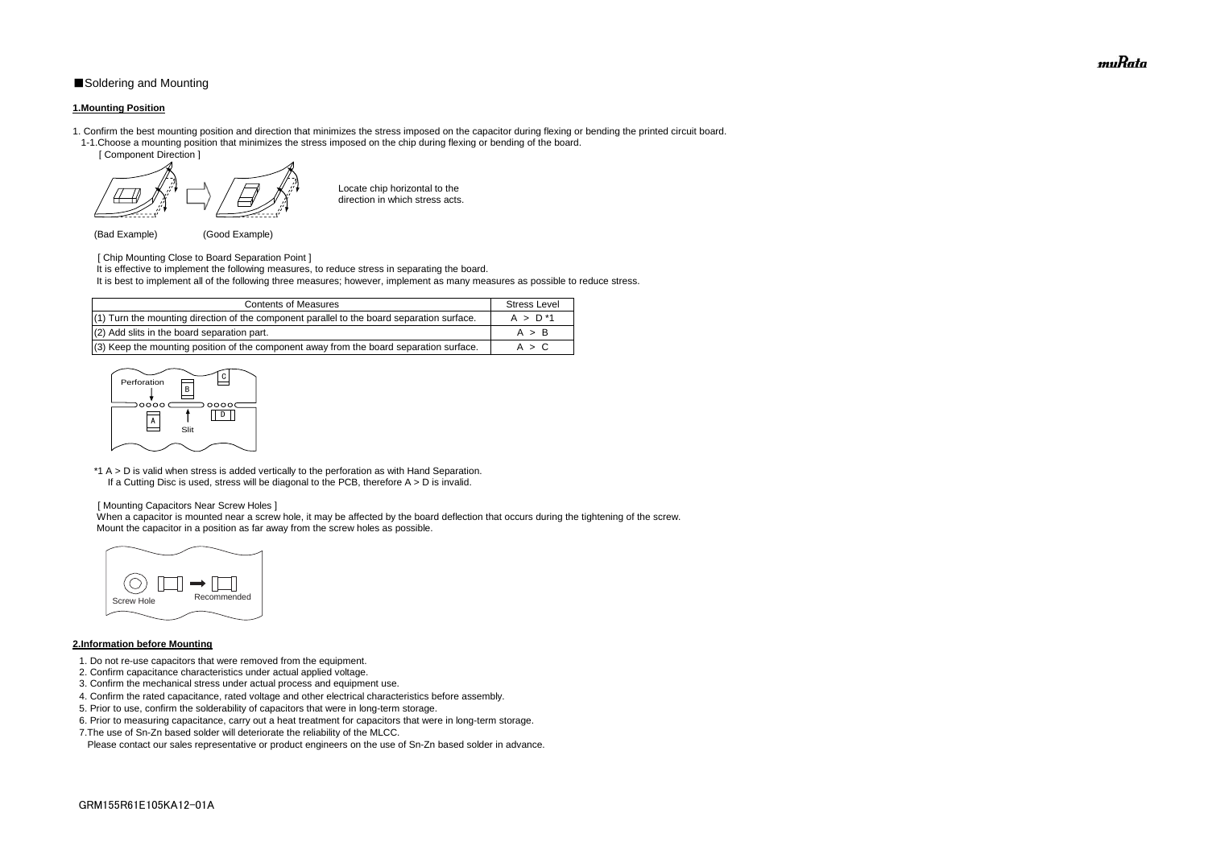■Soldering and Mounting

**1.Mounting Position**

1. Confirm the best mounting position and direction that minimizes the stress imposed on the capacitor during flexing or bending the printed circuit board.
  1-1.Choose a mounting position that minimizes the stress imposed on the chip during flexing or bending of the board.
    [ Component Direction ]

Locate chip horizontal to the direction in which stress acts.

(Bad Example)　　　(Good Example)

[ Chip Mounting Close to Board Separation Point ]
It is effective to implement the following measures, to reduce stress in separating the board.
It is best to implement all of the following three measures; however, implement as many measures as possible to reduce stress.

| Contents of Measures | Stress Level |
|---|---|
| (1) Turn the mounting direction of the component parallel to the board separation surface. | A > D *1 |
| (2) Add slits in the board separation part. | A > B |
| (3) Keep the mounting position of the component away from the board separation surface. | A > C |

Perforation　B　C　A　Slit　D

*1 A > D is valid when stress is added vertically to the perforation as with Hand Separation.
   If a Cutting Disc is used, stress will be diagonal to the PCB, therefore A > D is invalid.

[ Mounting Capacitors Near Screw Holes ]
When a capacitor is mounted near a screw hole, it may be affected by the board deflection that occurs during the tightening of the screw.
Mount the capacitor in a position as far away from the screw holes as possible.

Screw Hole　Recommended

**2.Information before Mounting**

1. Do not re-use capacitors that were removed from the equipment.
2. Confirm capacitance characteristics under actual applied voltage.
3. Confirm the mechanical stress under actual process and equipment use.
4. Confirm the rated capacitance, rated voltage and other electrical characteristics before assembly.
5. Prior to use, confirm the solderability of capacitors that were in long-term storage.
6. Prior to measuring capacitance, carry out a heat treatment for capacitors that were in long-term storage.
7. The use of Sn-Zn based solder will deteriorate the reliability of the MLCC.
   Please contact our sales representative or product engineers on the use of Sn-Zn based solder in advance.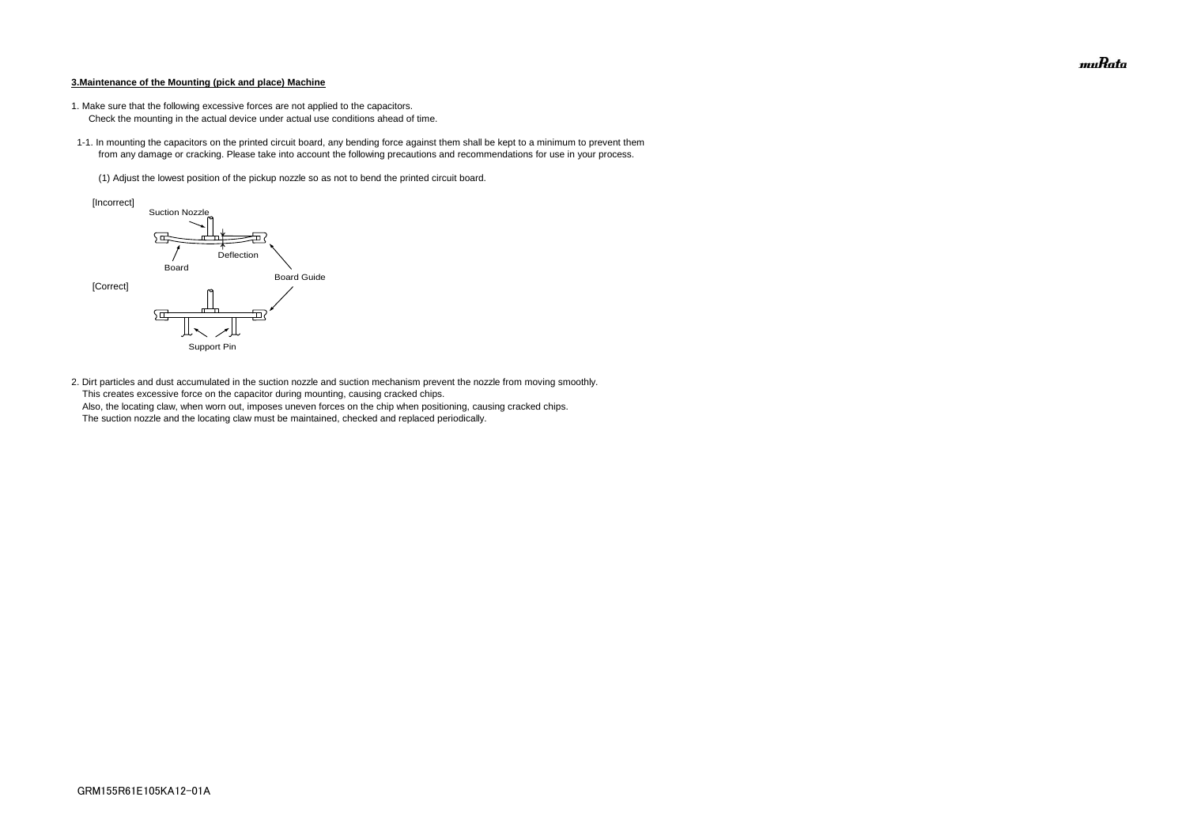**3.Maintenance of the Mounting (pick and place) Machine**

1. Make sure that the following excessive forces are not applied to the capacitors.
   Check the mounting in the actual device under actual use conditions ahead of time.

1-1. In mounting the capacitors on the printed circuit board, any bending force against them shall be kept to a minimum to prevent them from any damage or cracking. Please take into account the following precautions and recommendations for use in your process.

(1) Adjust the lowest position of the pickup nozzle so as not to bend the printed circuit board.

[Incorrect]

Suction Nozzle

Deflection

Board

Board Guide

[Correct]

Support Pin

2. Dirt particles and dust accumulated in the suction nozzle and suction mechanism prevent the nozzle from moving smoothly.
   This creates excessive force on the capacitor during mounting, causing cracked chips.
   Also, the locating claw, when worn out, imposes uneven forces on the chip when positioning, causing cracked chips.
   The suction nozzle and the locating claw must be maintained, checked and replaced periodically.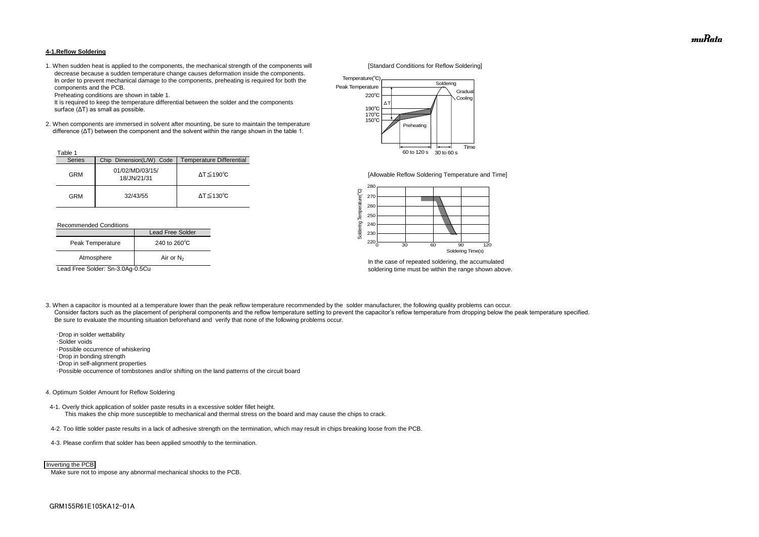**4-1.Reflow Soldering**

1. When sudden heat is applied to the components, the mechanical strength of the components will decrease because a sudden temperature change causes deformation inside the components. In order to prevent mechanical damage to the components, preheating is required for both the components and the PCB.
   Preheating conditions are shown in table 1.
   It is required to keep the temperature differential between the solder and the components surface (ΔT) as small as possible.

2. When components are immersed in solvent after mounting, be sure to maintain the temperature difference (ΔT) between the component and the solvent within the range shown in the table 1.

Table 1

| Series | Chip Dimension(L/W) Code | Temperature Differential |
|---|---|---|
| GRM | 01/02/MD/03/15/ 18/JN/21/31 | ΔT≦190℃ |
| GRM | 32/43/55 | ΔT≦130℃ |

Recommended Conditions

| | Lead Free Solder |
|---|---|
| Peak Temperature | 240 to 260℃ |
| Atmosphere | Air or $N_2$ |

Lead Free Solder: Sn-3.0Ag-0.5Cu

[Standard Conditions for Reflow Soldering]

[Allowable Reflow Soldering Temperature and Time]

In the case of repeated soldering, the accumulated soldering time must be within the range shown above.

3. When a capacitor is mounted at a temperature lower than the peak reflow temperature recommended by the solder manufacturer, the following quality problems can occur.
   Consider factors such as the placement of peripheral components and the reflow temperature setting to prevent the capacitor's reflow temperature from dropping below the peak temperature specified.
   Be sure to evaluate the mounting situation beforehand and verify that none of the following problems occur.

   ・Drop in solder wettability
   ・Solder voids
   ・Possible occurrence of whiskering
   ・Drop in bonding strength
   ・Drop in self-alignment properties
   ・Possible occurrence of tombstones and/or shifting on the land patterns of the circuit board

4. Optimum Solder Amount for Reflow Soldering

   4-1. Overly thick application of solder paste results in a excessive solder fillet height.
   This makes the chip more susceptible to mechanical and thermal stress on the board and may cause the chips to crack.

   4-2. Too little solder paste results in a lack of adhesive strength on the termination, which may result in chips breaking loose from the PCB.

   4-3. Please confirm that solder has been applied smoothly to the termination.

Inverting the PCB

Make sure not to impose any abnormal mechanical shocks to the PCB.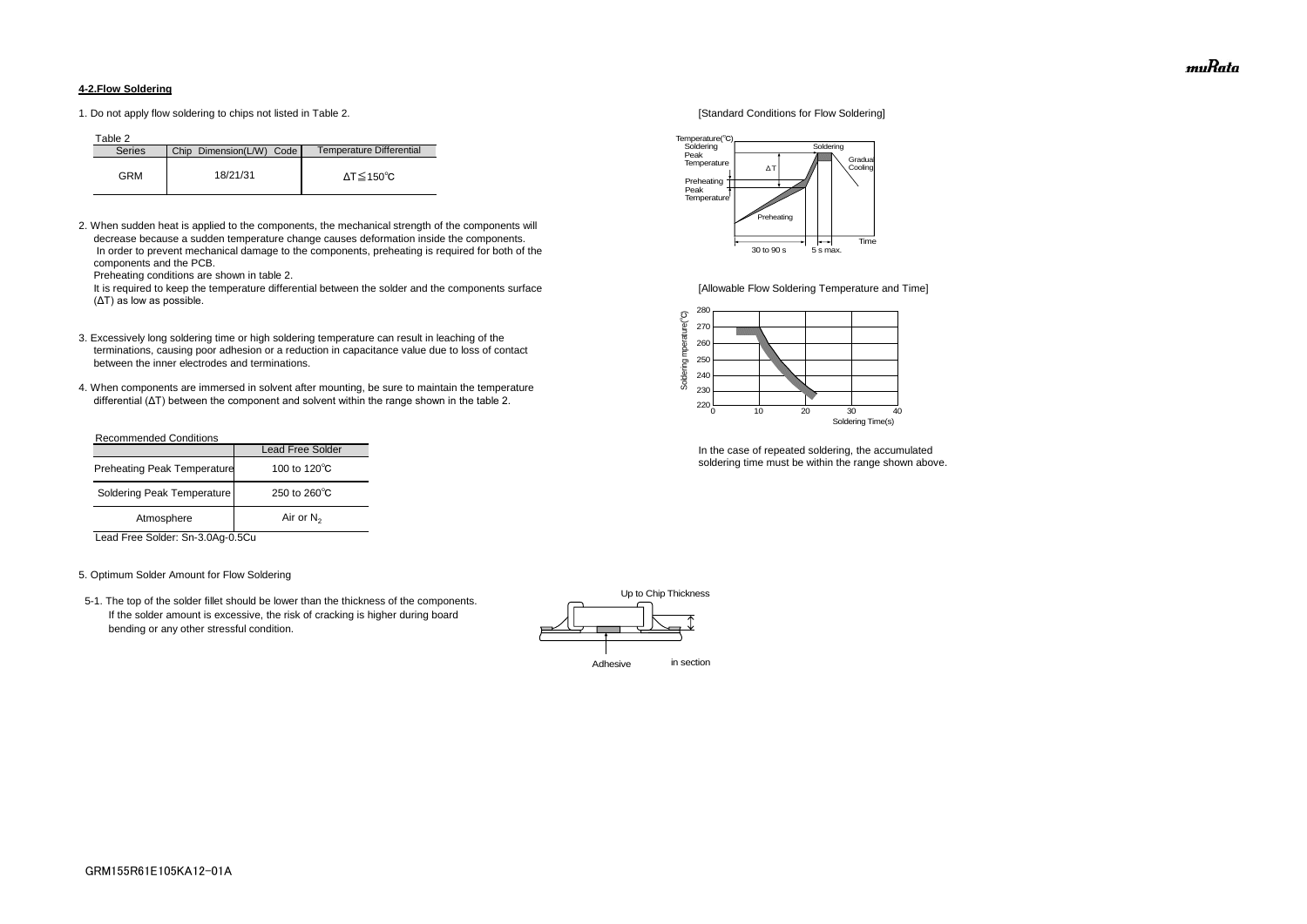### 4-2.Flow Soldering

1. Do not apply flow soldering to chips not listed in Table 2.

Table 2

| Series | Chip Dimension(L/W) Code | Temperature Differential |
|---|---|---|
| GRM | 18/21/31 | ΔT≦150℃ |

2. When sudden heat is applied to the components, the mechanical strength of the components will decrease because a sudden temperature change causes deformation inside the components. In order to prevent mechanical damage to the components, preheating is required for both of the components and the PCB.
   Preheating conditions are shown in table 2.
   It is required to keep the temperature differential between the solder and the components surface (ΔT) as low as possible.

3. Excessively long soldering time or high soldering temperature can result in leaching of the terminations, causing poor adhesion or a reduction in capacitance value due to loss of contact between the inner electrodes and terminations.

4. When components are immersed in solvent after mounting, be sure to maintain the temperature differential (ΔT) between the component and solvent within the range shown in the table 2.

Recommended Conditions

| | Lead Free Solder |
|---|---|
| Preheating Peak Temperature | 100 to 120℃ |
| Soldering Peak Temperature | 250 to 260℃ |
| Atmosphere | Air or $N_2$ |

Lead Free Solder: Sn-3.0Ag-0.5Cu

[Standard Conditions for Flow Soldering]

Temperature(℃) / Soldering Peak Temperature / Preheating Peak Temperature / ΔT / Soldering / Gradual Cooling / Preheating / Time / 30 to 90 s / 5 s max.

[Allowable Flow Soldering Temperature and Time]

Soldering Temperature(℃): 220–280 / Soldering Time(s): 0–40

In the case of repeated soldering, the accumulated soldering time must be within the range shown above.

5. Optimum Solder Amount for Flow Soldering

5-1. The top of the solder fillet should be lower than the thickness of the components. If the solder amount is excessive, the risk of cracking is higher during board bending or any other stressful condition.

Up to Chip Thickness

Adhesive    in section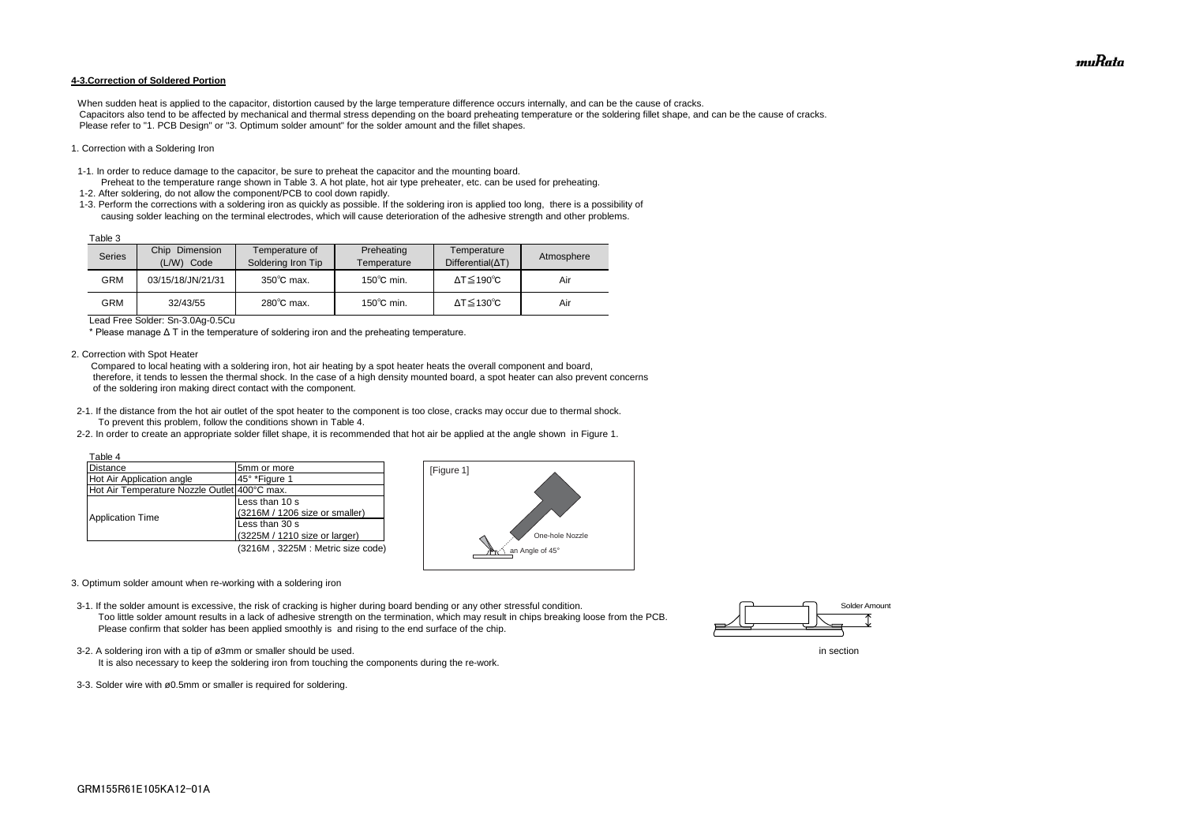**4-3.Correction of Soldered Portion**

When sudden heat is applied to the capacitor, distortion caused by the large temperature difference occurs internally, and can be the cause of cracks.
Capacitors also tend to be affected by mechanical and thermal stress depending on the board preheating temperature or the soldering fillet shape, and can be the cause of cracks.
Please refer to "1. PCB Design" or "3. Optimum solder amount" for the solder amount and the fillet shapes.

1. Correction with a Soldering Iron

1-1. In order to reduce damage to the capacitor, be sure to preheat the capacitor and the mounting board.
Preheat to the temperature range shown in Table 3. A hot plate, hot air type preheater, etc. can be used for preheating.
1-2. After soldering, do not allow the component/PCB to cool down rapidly.
1-3. Perform the corrections with a soldering iron as quickly as possible. If the soldering iron is applied too long, there is a possibility of causing solder leaching on the terminal electrodes, which will cause deterioration of the adhesive strength and other problems.

Table 3

| Series | Chip Dimension (L/W) Code | Temperature of Soldering Iron Tip | Preheating Temperature | Temperature Differential(ΔT) | Atmosphere |
|---|---|---|---|---|---|
| GRM | 03/15/18/JN/21/31 | 350℃ max. | 150℃ min. | ΔT≦190℃ | Air |
| GRM | 32/43/55 | 280℃ max. | 150℃ min. | ΔT≦130℃ | Air |

Lead Free Solder: Sn-3.0Ag-0.5Cu

* Please manage Δ T in the temperature of soldering iron and the preheating temperature.

2. Correction with Spot Heater

Compared to local heating with a soldering iron, hot air heating by a spot heater heats the overall component and board, therefore, it tends to lessen the thermal shock. In the case of a high density mounted board, a spot heater can also prevent concerns of the soldering iron making direct contact with the component.

2-1. If the distance from the hot air outlet of the spot heater to the component is too close, cracks may occur due to thermal shock.
To prevent this problem, follow the conditions shown in Table 4.
2-2. In order to create an appropriate solder fillet shape, it is recommended that hot air be applied at the angle shown in Figure 1.

Table 4

| Distance | 5mm or more |
|---|---|
| Hot Air Application angle | 45° *Figure 1 |
| Hot Air Temperature Nozzle Outlet | 400°C max. |
| Application Time | Less than 10 s (3216M / 1206 size or smaller) |
| | Less than 30 s (3225M / 1210 size or larger) |

(3216M , 3225M : Metric size code)

[Figure 1]

One-hole Nozzle

an Angle of 45°

3. Optimum solder amount when re-working with a soldering iron

3-1. If the solder amount is excessive, the risk of cracking is higher during board bending or any other stressful condition.
Too little solder amount results in a lack of adhesive strength on the termination, which may result in chips breaking loose from the PCB.
Please confirm that solder has been applied smoothly is and rising to the end surface of the chip.

Solder Amount

in section

3-2. A soldering iron with a tip of ø3mm or smaller should be used.
It is also necessary to keep the soldering iron from touching the components during the re-work.

3-3. Solder wire with ø0.5mm or smaller is required for soldering.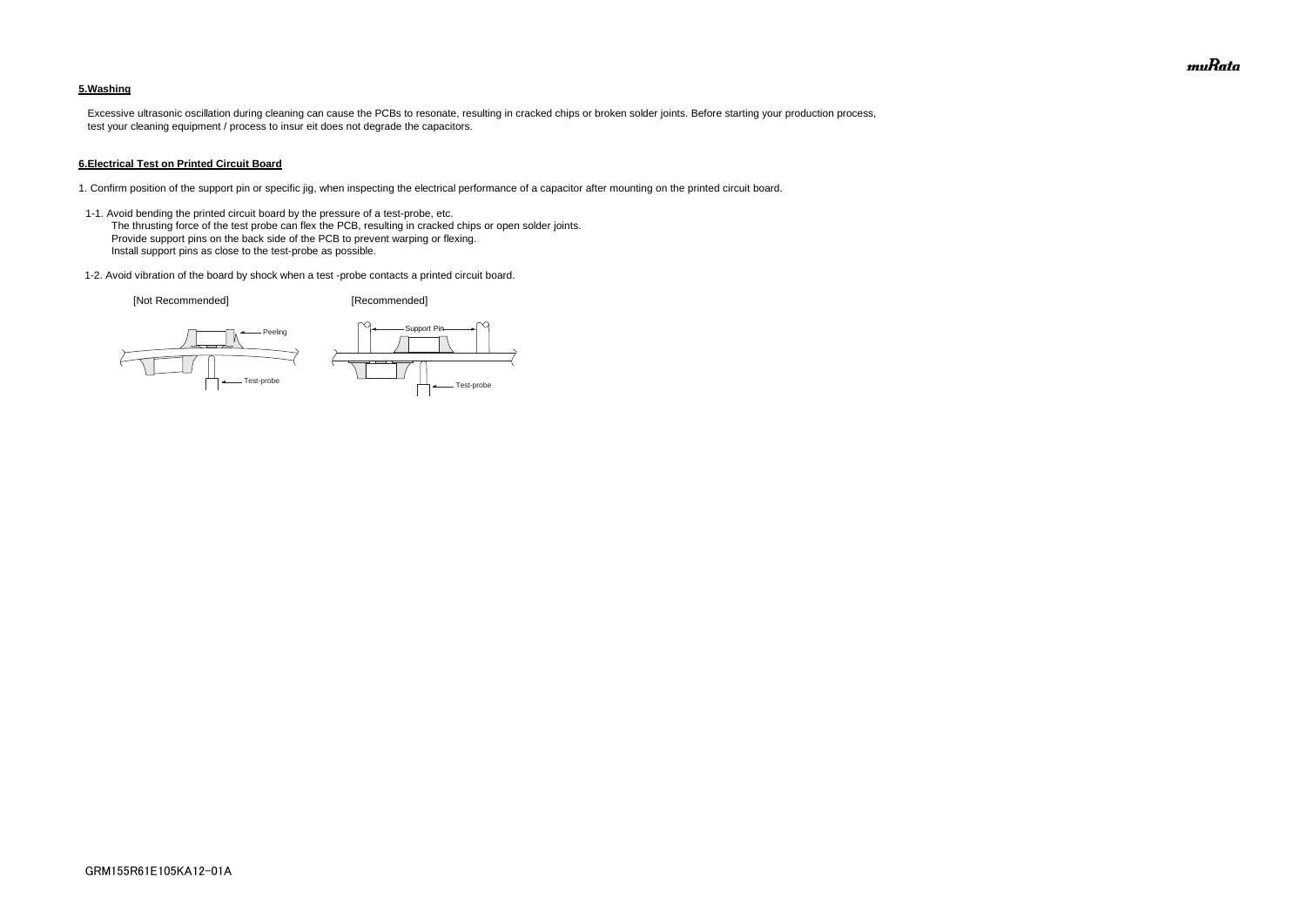### 5.Washing

Excessive ultrasonic oscillation during cleaning can cause the PCBs to resonate, resulting in cracked chips or broken solder joints. Before starting your production process, test your cleaning equipment / process to insur eit does not degrade the capacitors.

### 6.Electrical Test on Printed Circuit Board

1. Confirm position of the support pin or specific jig, when inspecting the electrical performance of a capacitor after mounting on the printed circuit board.

1-1. Avoid bending the printed circuit board by the pressure of a test-probe, etc.
The thrusting force of the test probe can flex the PCB, resulting in cracked chips or open solder joints.
Provide support pins on the back side of the PCB to prevent warping or flexing.
Install support pins as close to the test-probe as possible.

1-2. Avoid vibration of the board by shock when a test -probe contacts a printed circuit board.

[Not Recommended] [Recommended]

Peeling

Test-probe

Support Pin

Test-probe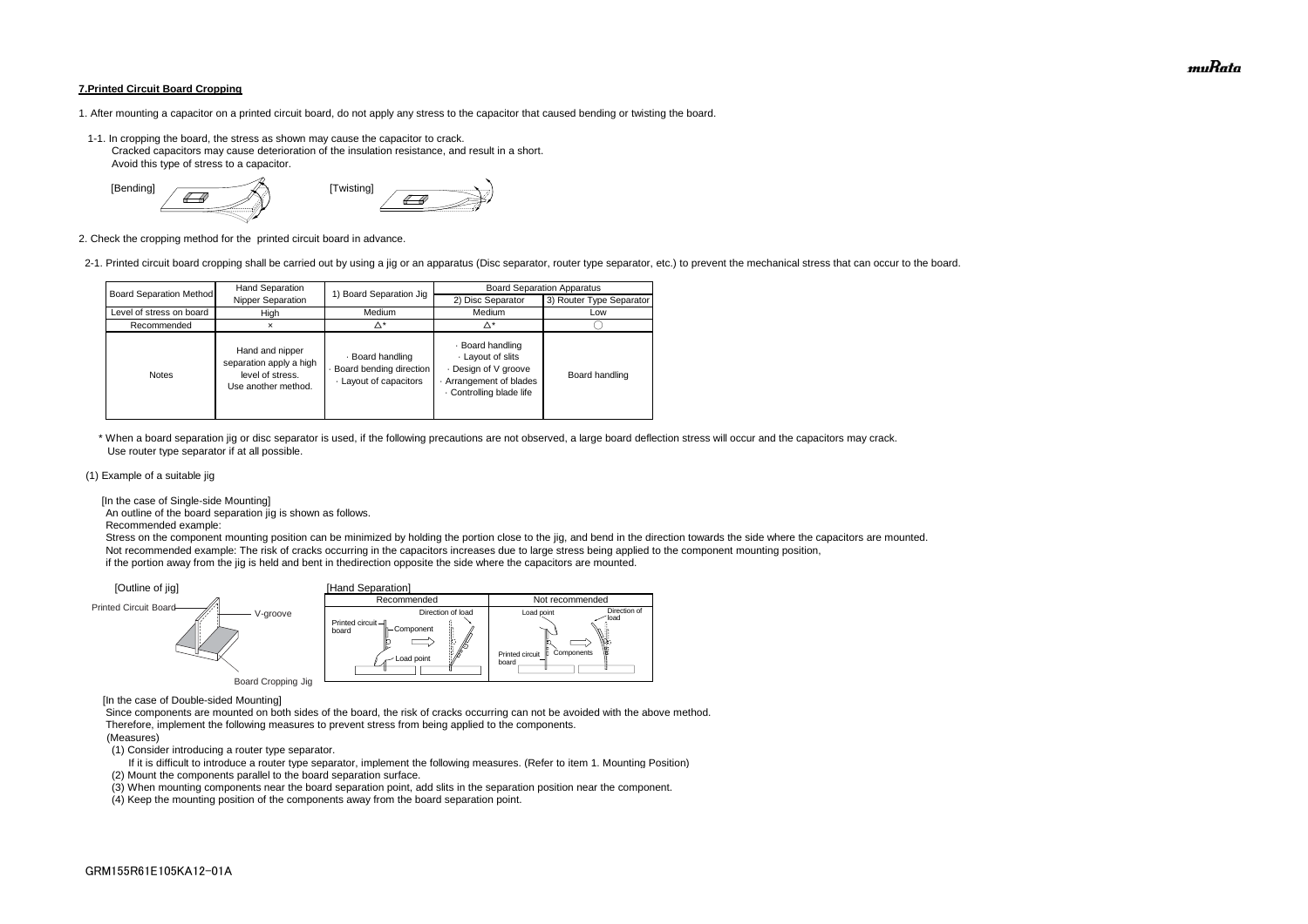**7.Printed Circuit Board Cropping**

1. After mounting a capacitor on a printed circuit board, do not apply any stress to the capacitor that caused bending or twisting the board.

1-1. In cropping the board, the stress as shown may cause the capacitor to crack.
Cracked capacitors may cause deterioration of the insulation resistance, and result in a short.
Avoid this type of stress to a capacitor.

[Bending] [Twisting]

2. Check the cropping method for the printed circuit board in advance.

2-1. Printed circuit board cropping shall be carried out by using a jig or an apparatus (Disc separator, router type separator, etc.) to prevent the mechanical stress that can occur to the board.

| Board Separation Method | Hand Separation Nipper Separation | 1) Board Separation Jig | Board Separation Apparatus | |
|---|---|---|---|---|
| | | | 2) Disc Separator | 3) Router Type Separator |
| Level of stress on board | High | Medium | Medium | Low |
| Recommended | × | △* | △* | ○ |
| Notes | Hand and nipper separation apply a high level of stress. Use another method. | · Board handling · Board bending direction · Layout of capacitors | · Board handling · Layout of slits · Design of V groove · Arrangement of blades · Controlling blade life | Board handling |

\* When a board separation jig or disc separator is used, if the following precautions are not observed, a large board deflection stress will occur and the capacitors may crack.
Use router type separator if at all possible.

(1) Example of a suitable jig

[In the case of Single-side Mounting]
An outline of the board separation jig is shown as follows.
Recommended example:
Stress on the component mounting position can be minimized by holding the portion close to the jig, and bend in the direction towards the side where the capacitors are mounted.
Not recommended example: The risk of cracks occurring in the capacitors increases due to large stress being applied to the component mounting position,
if the portion away from the jig is held and bent in thedirection opposite the side where the capacitors are mounted.

[Outline of jig]

Printed Circuit Board — V-groove — Board Cropping Jig

[Hand Separation]

| Recommended | Not recommended |
|---|---|
| Printed circuit board, Component, Load point, Direction of load | Load point, Direction of load, Printed circuit board, Components |

[In the case of Double-sided Mounting]
Since components are mounted on both sides of the board, the risk of cracks occurring can not be avoided with the above method.
Therefore, implement the following measures to prevent stress from being applied to the components.
(Measures)
(1) Consider introducing a router type separator.
If it is difficult to introduce a router type separator, implement the following measures. (Refer to item 1. Mounting Position)
(2) Mount the components parallel to the board separation surface.
(3) When mounting components near the board separation point, add slits in the separation position near the component.
(4) Keep the mounting position of the components away from the board separation point.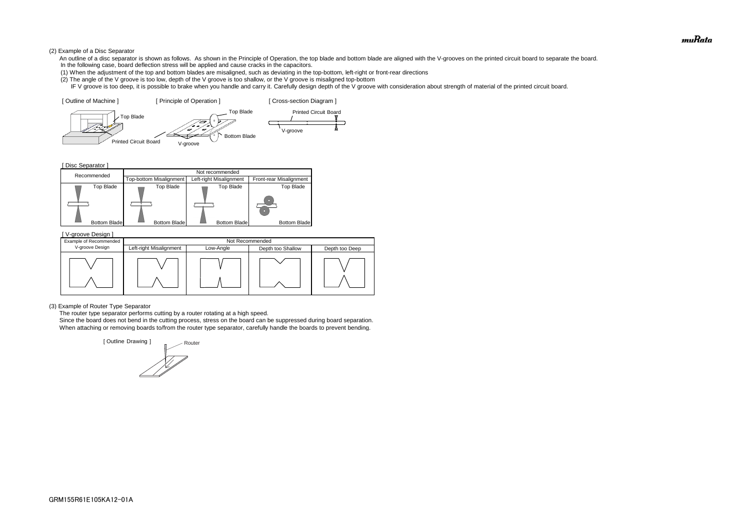(2) Example of a Disc Separator

An outline of a disc separator is shown as follows. As shown in the Principle of Operation, the top blade and bottom blade are aligned with the V-grooves on the printed circuit board to separate the board.
In the following case, board deflection stress will be applied and cause cracks in the capacitors.

(1) When the adjustment of the top and bottom blades are misaligned, such as deviating in the top-bottom, left-right or front-rear directions

(2) The angle of the V groove is too low, depth of the V groove is too shallow, or the V groove is misaligned top-bottom

IF V groove is too deep, it is possible to brake when you handle and carry it. Carefully design depth of the V groove with consideration about strength of material of the printed circuit board.

[ Outline of Machine ] [ Principle of Operation ] [ Cross-section Diagram ]

Top Blade
Printed Circuit Board
V-groove
Bottom Blade

[ Disc Separator ]

| Recommended | Not recommended | | |
|---|---|---|---|
| | Top-bottom Misalignment | Left-right Misalignment | Front-rear Misalignment |
| Top Blade / Bottom Blade | Top Blade / Bottom Blade | Top Blade / Bottom Blade | Top Blade / Bottom Blade |

[ V-groove Design ]

| Example of Recommended V-groove Design | Not Recommended | | | |
|---|---|---|---|---|
| | Left-right Misalignment | Low-Angle | Depth too Shallow | Depth too Deep |

(3) Example of Router Type Separator

The router type separator performs cutting by a router rotating at a high speed.
Since the board does not bend in the cutting process, stress on the board can be suppressed during board separation.
When attaching or removing boards to/from the router type separator, carefully handle the boards to prevent bending.

[ Outline Drawing ] Router

GRM155R61E105KA12-01A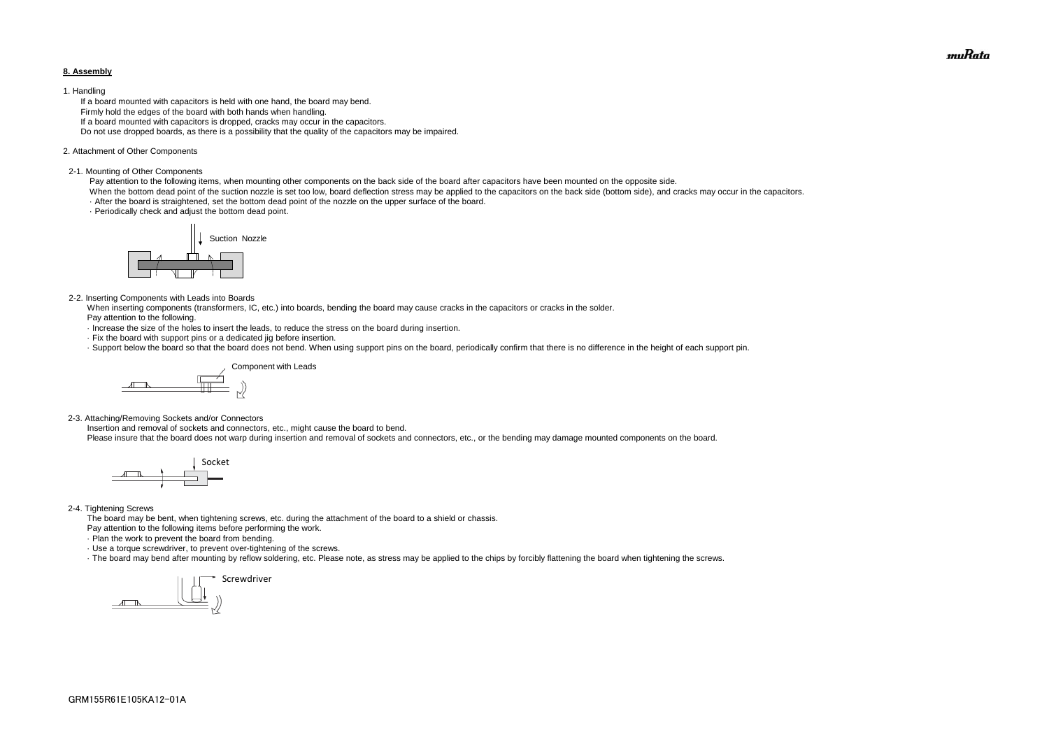## 8. Assembly

1. Handling

If a board mounted with capacitors is held with one hand, the board may bend.
Firmly hold the edges of the board with both hands when handling.
If a board mounted with capacitors is dropped, cracks may occur in the capacitors.
Do not use dropped boards, as there is a possibility that the quality of the capacitors may be impaired.

2. Attachment of Other Components

2-1. Mounting of Other Components

Pay attention to the following items, when mounting other components on the back side of the board after capacitors have been mounted on the opposite side.
When the bottom dead point of the suction nozzle is set too low, board deflection stress may be applied to the capacitors on the back side (bottom side), and cracks may occur in the capacitors.

- After the board is straightened, set the bottom dead point of the nozzle on the upper surface of the board.
- Periodically check and adjust the bottom dead point.

Suction Nozzle

2-2. Inserting Components with Leads into Boards

When inserting components (transformers, IC, etc.) into boards, bending the board may cause cracks in the capacitors or cracks in the solder.
Pay attention to the following.

- Increase the size of the holes to insert the leads, to reduce the stress on the board during insertion.
- Fix the board with support pins or a dedicated jig before insertion.
- Support below the board so that the board does not bend. When using support pins on the board, periodically confirm that there is no difference in the height of each support pin.

Component with Leads

2-3. Attaching/Removing Sockets and/or Connectors

Insertion and removal of sockets and connectors, etc., might cause the board to bend.
Please insure that the board does not warp during insertion and removal of sockets and connectors, etc., or the bending may damage mounted components on the board.

Socket

2-4. Tightening Screws

The board may be bent, when tightening screws, etc. during the attachment of the board to a shield or chassis.
Pay attention to the following items before performing the work.

- Plan the work to prevent the board from bending.
- Use a torque screwdriver, to prevent over-tightening of the screws.
- The board may bend after mounting by reflow soldering, etc. Please note, as stress may be applied to the chips by forcibly flattening the board when tightening the screws.

Screwdriver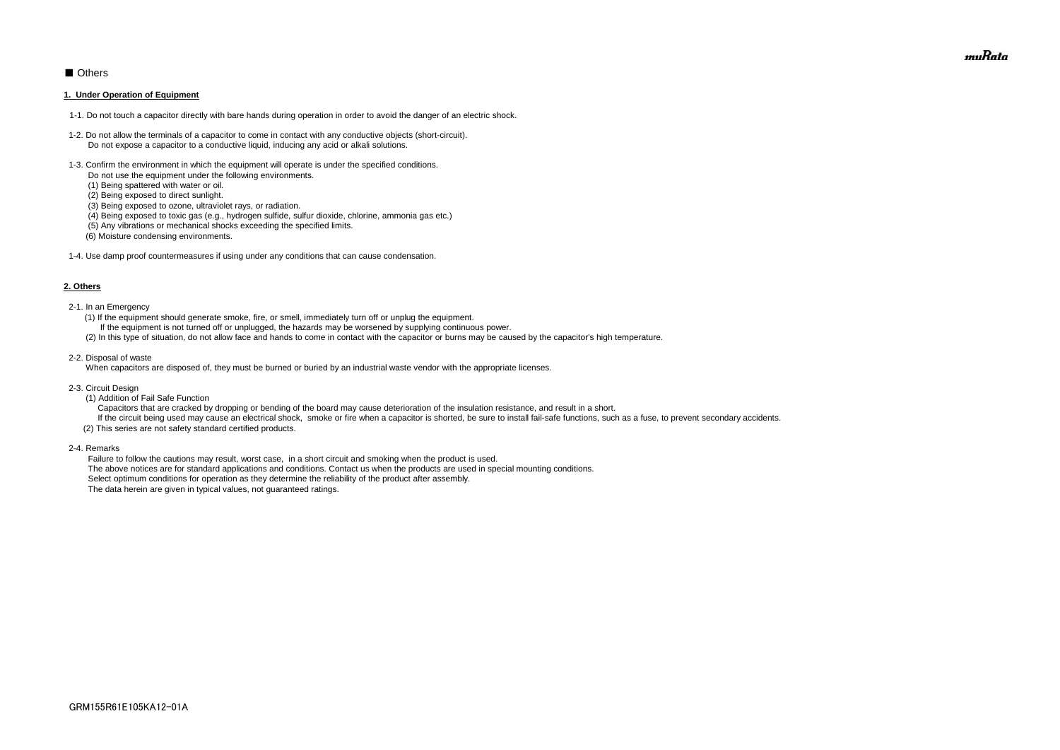■ Others

**1. Under Operation of Equipment**

1-1. Do not touch a capacitor directly with bare hands during operation in order to avoid the danger of an electric shock.

1-2. Do not allow the terminals of a capacitor to come in contact with any conductive objects (short-circuit).
Do not expose a capacitor to a conductive liquid, inducing any acid or alkali solutions.

1-3. Confirm the environment in which the equipment will operate is under the specified conditions.
Do not use the equipment under the following environments.
(1) Being spattered with water or oil.
(2) Being exposed to direct sunlight.
(3) Being exposed to ozone, ultraviolet rays, or radiation.
(4) Being exposed to toxic gas (e.g., hydrogen sulfide, sulfur dioxide, chlorine, ammonia gas etc.)
(5) Any vibrations or mechanical shocks exceeding the specified limits.
(6) Moisture condensing environments.

1-4. Use damp proof countermeasures if using under any conditions that can cause condensation.

**2. Others**

2-1. In an Emergency
(1) If the equipment should generate smoke, fire, or smell, immediately turn off or unplug the equipment.
If the equipment is not turned off or unplugged, the hazards may be worsened by supplying continuous power.
(2) In this type of situation, do not allow face and hands to come in contact with the capacitor or burns may be caused by the capacitor's high temperature.

2-2. Disposal of waste
When capacitors are disposed of, they must be burned or buried by an industrial waste vendor with the appropriate licenses.

2-3. Circuit Design
(1) Addition of Fail Safe Function
Capacitors that are cracked by dropping or bending of the board may cause deterioration of the insulation resistance, and result in a short.
If the circuit being used may cause an electrical shock, smoke or fire when a capacitor is shorted, be sure to install fail-safe functions, such as a fuse, to prevent secondary accidents.
(2) This series are not safety standard certified products.

2-4. Remarks
Failure to follow the cautions may result, worst case, in a short circuit and smoking when the product is used.
The above notices are for standard applications and conditions. Contact us when the products are used in special mounting conditions.
Select optimum conditions for operation as they determine the reliability of the product after assembly.
The data herein are given in typical values, not guaranteed ratings.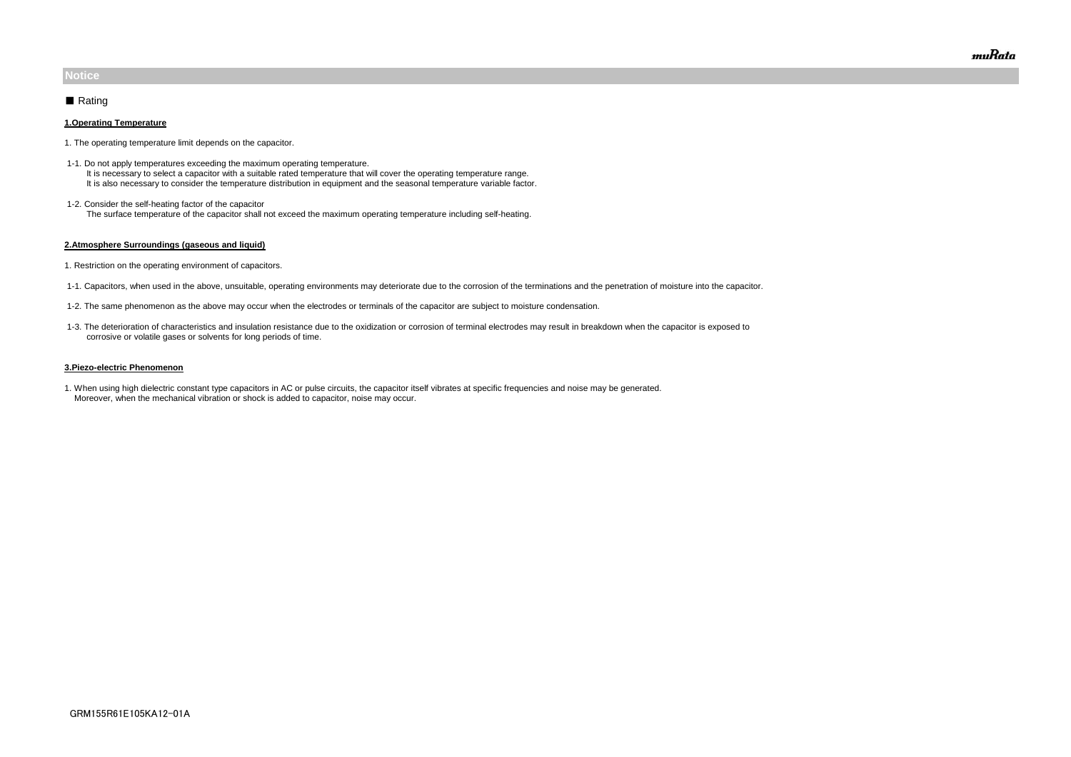## Notice

### ■ Rating

**1.Operating Temperature**

1. The operating temperature limit depends on the capacitor.

1-1. Do not apply temperatures exceeding the maximum operating temperature.
It is necessary to select a capacitor with a suitable rated temperature that will cover the operating temperature range.
It is also necessary to consider the temperature distribution in equipment and the seasonal temperature variable factor.

1-2. Consider the self-heating factor of the capacitor
The surface temperature of the capacitor shall not exceed the maximum operating temperature including self-heating.

**2.Atmosphere Surroundings (gaseous and liquid)**

1. Restriction on the operating environment of capacitors.

1-1. Capacitors, when used in the above, unsuitable, operating environments may deteriorate due to the corrosion of the terminations and the penetration of moisture into the capacitor.

1-2. The same phenomenon as the above may occur when the electrodes or terminals of the capacitor are subject to moisture condensation.

1-3. The deterioration of characteristics and insulation resistance due to the oxidization or corrosion of terminal electrodes may result in breakdown when the capacitor is exposed to corrosive or volatile gases or solvents for long periods of time.

**3.Piezo-electric Phenomenon**

1. When using high dielectric constant type capacitors in AC or pulse circuits, the capacitor itself vibrates at specific frequencies and noise may be generated.
Moreover, when the mechanical vibration or shock is added to capacitor, noise may occur.

GRM155R61E105KA12-01A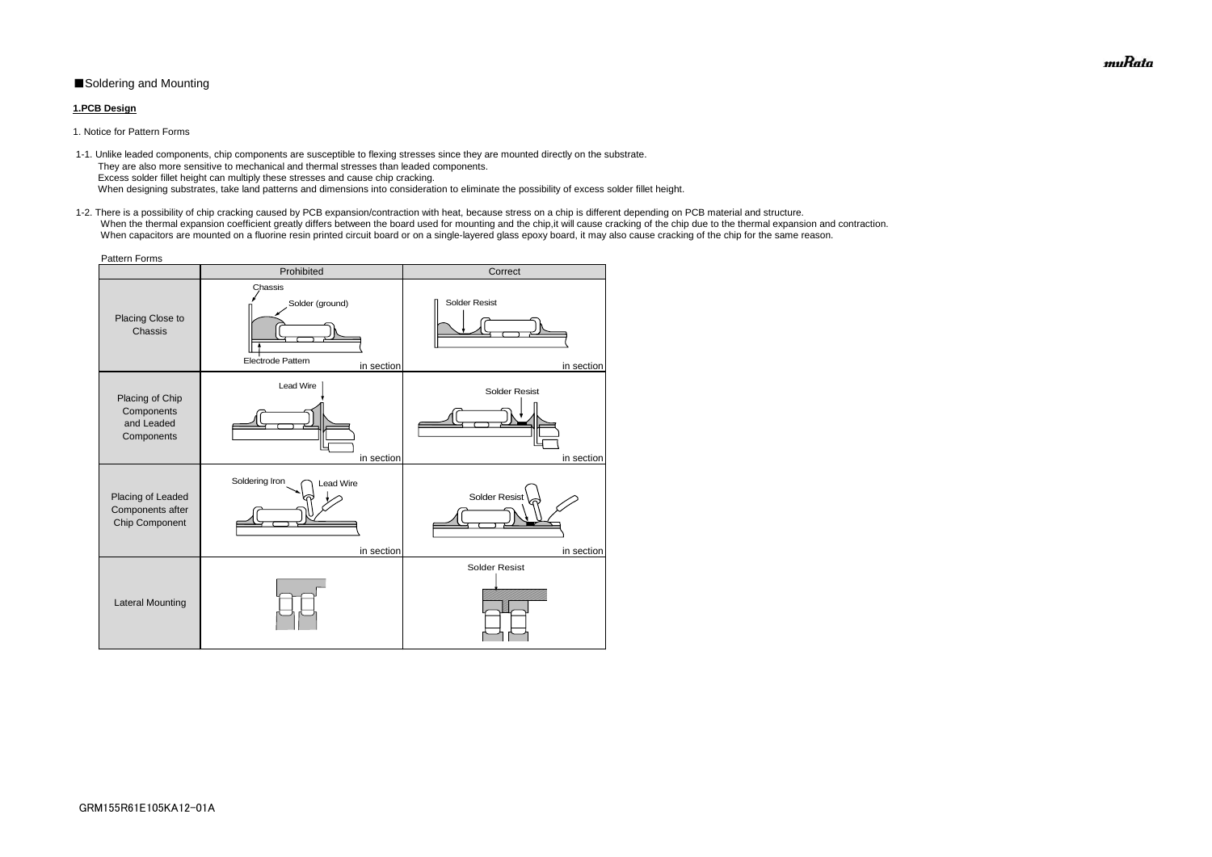■Soldering and Mounting

**1.PCB Design**

1. Notice for Pattern Forms

1-1. Unlike leaded components, chip components are susceptible to flexing stresses since they are mounted directly on the substrate.
They are also more sensitive to mechanical and thermal stresses than leaded components.
Excess solder fillet height can multiply these stresses and cause chip cracking.
When designing substrates, take land patterns and dimensions into consideration to eliminate the possibility of excess solder fillet height.

1-2. There is a possibility of chip cracking caused by PCB expansion/contraction with heat, because stress on a chip is different depending on PCB material and structure.
When the thermal expansion coefficient greatly differs between the board used for mounting and the chip,it will cause cracking of the chip due to the thermal expansion and contraction.
When capacitors are mounted on a fluorine resin printed circuit board or on a single-layered glass epoxy board, it may also cause cracking of the chip for the same reason.

Pattern Forms

| | Prohibited | Correct |
|---|---|---|
| Placing Close to Chassis | Chassis<br>Solder (ground)<br>Electrode Pattern<br>in section | Solder Resist<br>in section |
| Placing of Chip Components and Leaded Components | Lead Wire<br>in section | Solder Resist<br>in section |
| Placing of Leaded Components after Chip Component | Soldering Iron<br>Lead Wire<br>in section | Solder Resist<br>in section |
| Lateral Mounting | | Solder Resist |

GRM155R61E105KA12-01A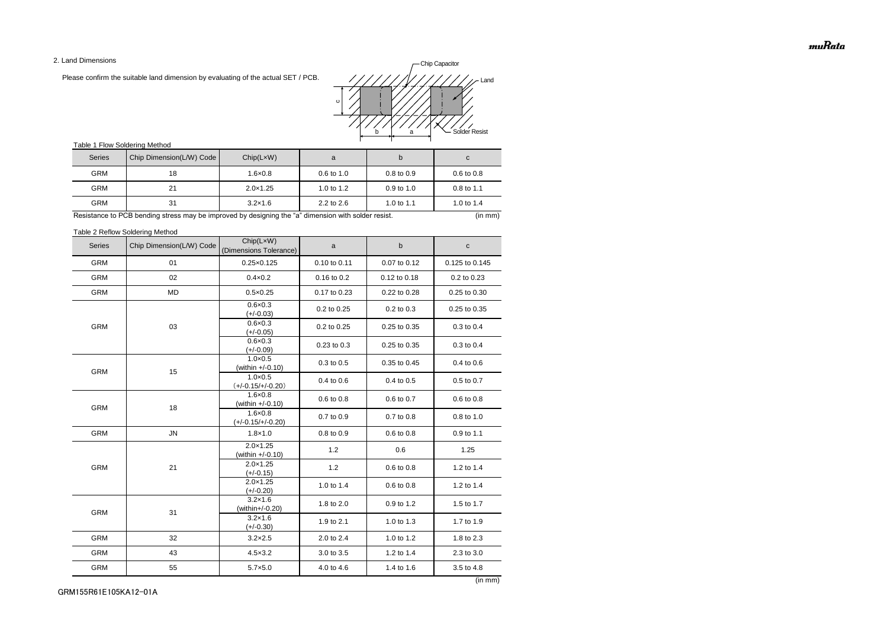## 2. Land Dimensions

Please confirm the suitable land dimension by evaluating of the actual SET / PCB.

Chip Capacitor
Land
Solder Resist
c
b a

Table 1 Flow Soldering Method

| Series | Chip Dimension(L/W) Code | Chip(L×W) | a | b | c |
|---|---|---|---|---|---|
| GRM | 18 | 1.6×0.8 | 0.6 to 1.0 | 0.8 to 0.9 | 0.6 to 0.8 |
| GRM | 21 | 2.0×1.25 | 1.0 to 1.2 | 0.9 to 1.0 | 0.8 to 1.1 |
| GRM | 31 | 3.2×1.6 | 2.2 to 2.6 | 1.0 to 1.1 | 1.0 to 1.4 |

Resistance to PCB bending stress may be improved by designing the "a" dimension with solder resist. (in mm)

Table 2 Reflow Soldering Method

| Series | Chip Dimension(L/W) Code | Chip(L×W) (Dimensions Tolerance) | a | b | c |
|---|---|---|---|---|---|
| GRM | 01 | 0.25×0.125 | 0.10 to 0.11 | 0.07 to 0.12 | 0.125 to 0.145 |
| GRM | 02 | 0.4×0.2 | 0.16 to 0.2 | 0.12 to 0.18 | 0.2 to 0.23 |
| GRM | MD | 0.5×0.25 | 0.17 to 0.23 | 0.22 to 0.28 | 0.25 to 0.30 |
| GRM | 03 | 0.6×0.3 (+/-0.03) | 0.2 to 0.25 | 0.2 to 0.3 | 0.25 to 0.35 |
| | | 0.6×0.3 (+/-0.05) | 0.2 to 0.25 | 0.25 to 0.35 | 0.3 to 0.4 |
| | | 0.6×0.3 (+/-0.09) | 0.23 to 0.3 | 0.25 to 0.35 | 0.3 to 0.4 |
| GRM | 15 | 1.0×0.5 (within +/-0.10) | 0.3 to 0.5 | 0.35 to 0.45 | 0.4 to 0.6 |
| | | 1.0×0.5 (+/-0.15/+/-0.20) | 0.4 to 0.6 | 0.4 to 0.5 | 0.5 to 0.7 |
| GRM | 18 | 1.6×0.8 (within +/-0.10) | 0.6 to 0.8 | 0.6 to 0.7 | 0.6 to 0.8 |
| | | 1.6×0.8 (+/-0.15/+/-0.20) | 0.7 to 0.9 | 0.7 to 0.8 | 0.8 to 1.0 |
| GRM | JN | 1.8×1.0 | 0.8 to 0.9 | 0.6 to 0.8 | 0.9 to 1.1 |
| GRM | 21 | 2.0×1.25 (within +/-0.10) | 1.2 | 0.6 | 1.25 |
| | | 2.0×1.25 (+/-0.15) | 1.2 | 0.6 to 0.8 | 1.2 to 1.4 |
| | | 2.0×1.25 (+/-0.20) | 1.0 to 1.4 | 0.6 to 0.8 | 1.2 to 1.4 |
| GRM | 31 | 3.2×1.6 (within+/-0.20) | 1.8 to 2.0 | 0.9 to 1.2 | 1.5 to 1.7 |
| | | 3.2×1.6 (+/-0.30) | 1.9 to 2.1 | 1.0 to 1.3 | 1.7 to 1.9 |
| GRM | 32 | 3.2×2.5 | 2.0 to 2.4 | 1.0 to 1.2 | 1.8 to 2.3 |
| GRM | 43 | 4.5×3.2 | 3.0 to 3.5 | 1.2 to 1.4 | 2.3 to 3.0 |
| GRM | 55 | 5.7×5.0 | 4.0 to 4.6 | 1.4 to 1.6 | 3.5 to 4.8 |

(in mm)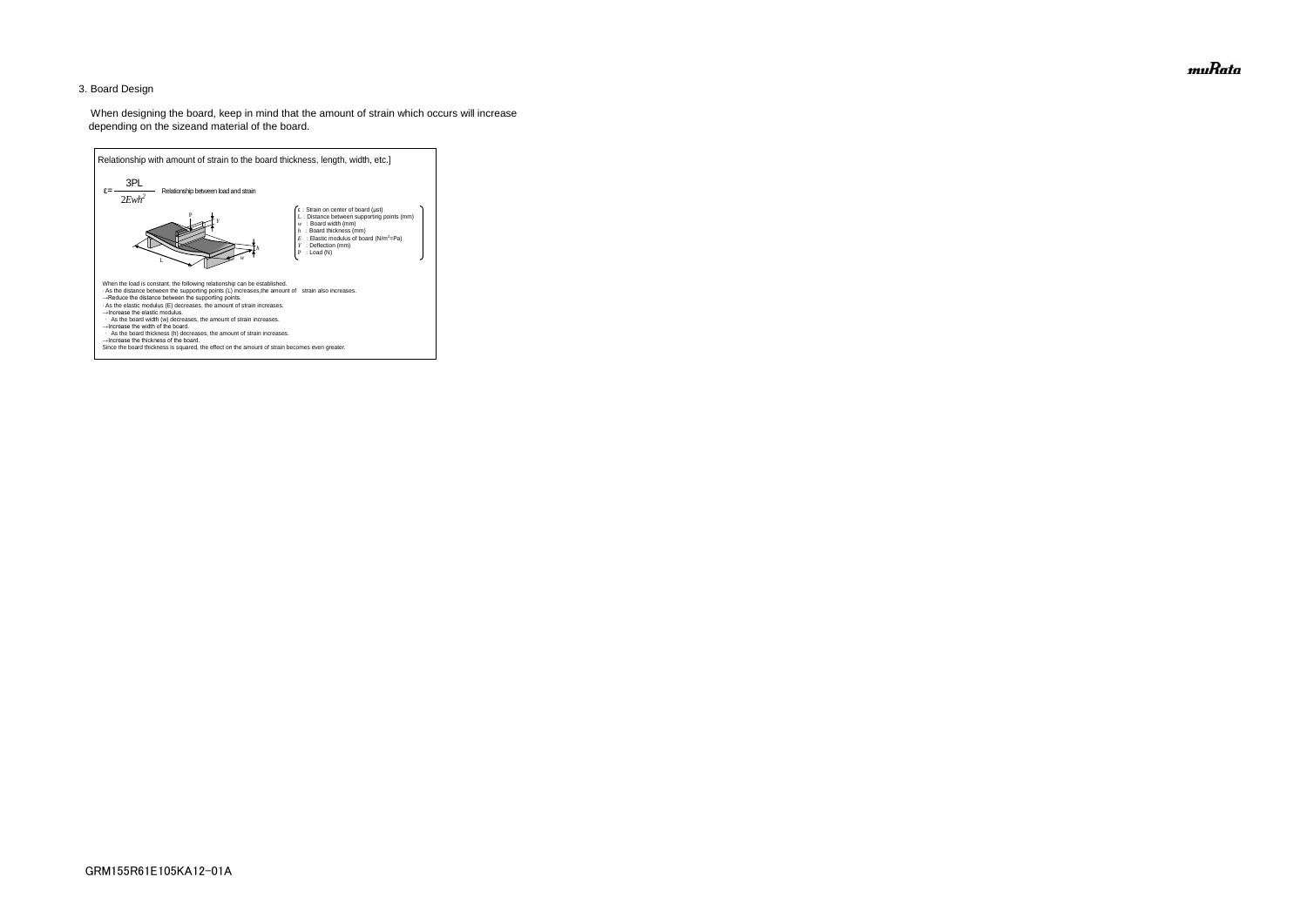## 3. Board Design

When designing the board, keep in mind that the amount of strain which occurs will increase depending on the sizeand material of the board.

Relationship with amount of strain to the board thickness, length, width, etc.]

$$\varepsilon = \frac{3PL}{2Ewh^2}$$ Relationship between load and strain

- $\varepsilon$ : Strain on center of board (μst)
- $L$ : Distance between supporting points (mm)
- $w$ : Board width (mm)
- $h$ : Board thickness (mm)
- $E$ : Elastic modulus of board ($N/m^2$=Pa)
- $Y$ : Deflection (mm)
- $P$ : Load (N)

When the load is constant, the following relationship can be established.

· As the distance between the supporting points (L) increases,the amount of strain also increases.
→Reduce the distance between the supporting points.
· As the elastic modulus (E) decreases, the amount of strain increases.
→Increase the elastic modulus.
· As the board width (w) decreases, the amount of strain increases.
→Increase the width of the board.
· As the board thickness (h) decreases, the amount of strain increases.
→Increase the thickness of the board.
Since the board thickness is squared, the effect on the amount of strain becomes even greater.

GRM155R61E105KA12-01A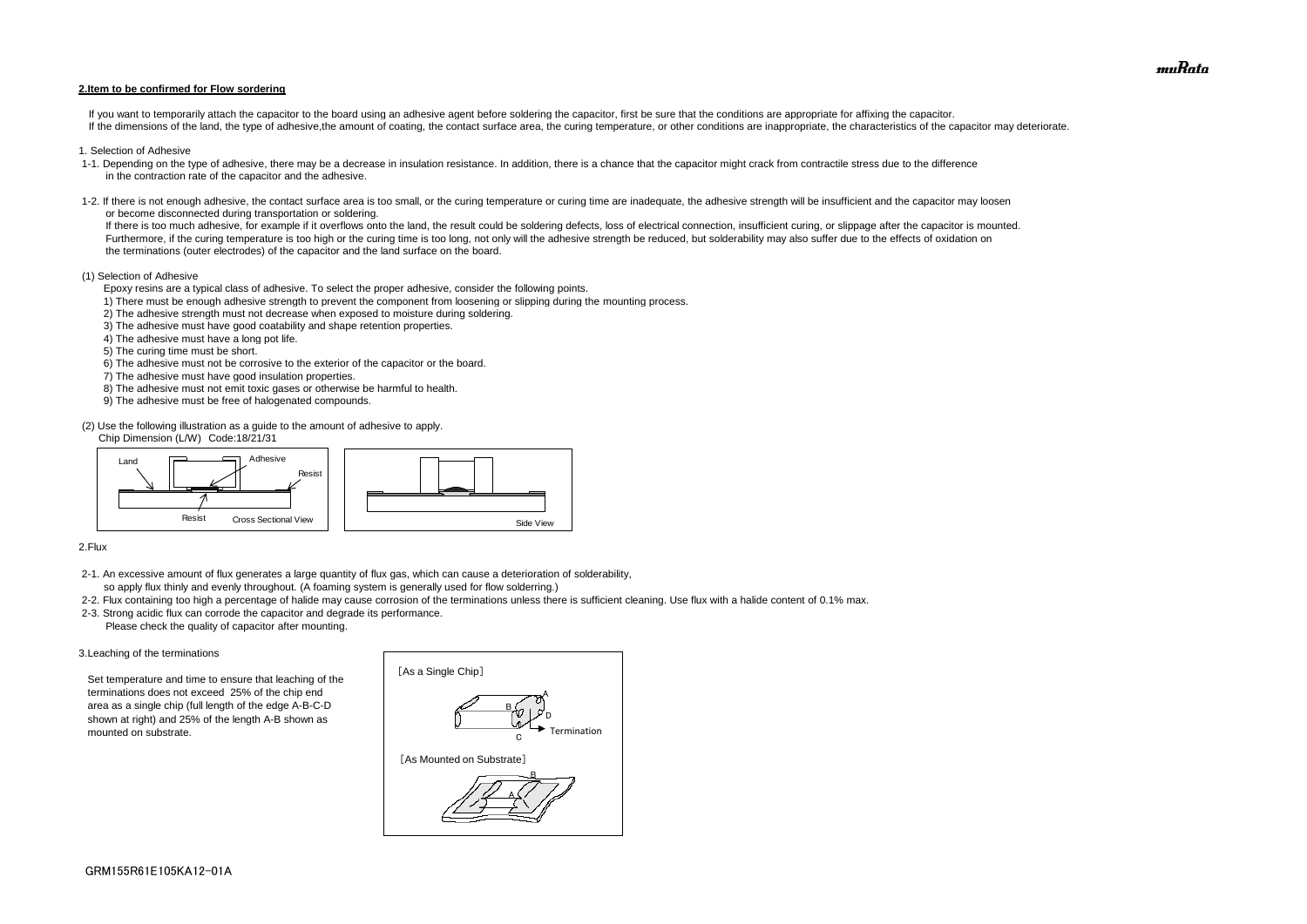## 2.Item to be confirmed for Flow sordering

If you want to temporarily attach the capacitor to the board using an adhesive agent before soldering the capacitor, first be sure that the conditions are appropriate for affixing the capacitor.
If the dimensions of the land, the type of adhesive,the amount of coating, the contact surface area, the curing temperature, or other conditions are inappropriate, the characteristics of the capacitor may deteriorate.

1. Selection of Adhesive

1-1. Depending on the type of adhesive, there may be a decrease in insulation resistance. In addition, there is a chance that the capacitor might crack from contractile stress due to the difference in the contraction rate of the capacitor and the adhesive.

1-2. If there is not enough adhesive, the contact surface area is too small, or the curing temperature or curing time are inadequate, the adhesive strength will be insufficient and the capacitor may loosen or become disconnected during transportation or soldering.
If there is too much adhesive, for example if it overflows onto the land, the result could be soldering defects, loss of electrical connection, insufficient curing, or slippage after the capacitor is mounted.
Furthermore, if the curing temperature is too high or the curing time is too long, not only will the adhesive strength be reduced, but solderability may also suffer due to the effects of oxidation on the terminations (outer electrodes) of the capacitor and the land surface on the board.

(1) Selection of Adhesive
Epoxy resins are a typical class of adhesive. To select the proper adhesive, consider the following points.
1) There must be enough adhesive strength to prevent the component from loosening or slipping during the mounting process.
2) The adhesive strength must not decrease when exposed to moisture during soldering.
3) The adhesive must have good coatability and shape retention properties.
4) The adhesive must have a long pot life.
5) The curing time must be short.
6) The adhesive must not be corrosive to the exterior of the capacitor or the board.
7) The adhesive must have good insulation properties.
8) The adhesive must not emit toxic gases or otherwise be harmful to health.
9) The adhesive must be free of halogenated compounds.

(2) Use the following illustration as a guide to the amount of adhesive to apply.
Chip Dimension (L/W) Code:18/21/31

Land Adhesive Resist Resist Cross Sectional View

Side View

2.Flux

2-1. An excessive amount of flux generates a large quantity of flux gas, which can cause a deterioration of solderability, so apply flux thinly and evenly throughout. (A foaming system is generally used for flow solderring.)
2-2. Flux containing too high a percentage of halide may cause corrosion of the terminations unless there is sufficient cleaning. Use flux with a halide content of 0.1% max.
2-3. Strong acidic flux can corrode the capacitor and degrade its performance.
Please check the quality of capacitor after mounting.

3.Leaching of the terminations

Set temperature and time to ensure that leaching of the terminations does not exceed 25% of the chip end area as a single chip (full length of the edge A-B-C-D shown at right) and 25% of the length A-B shown as mounted on substrate.

[As a Single Chip]

A B D C Termination

[As Mounted on Substrate]

B A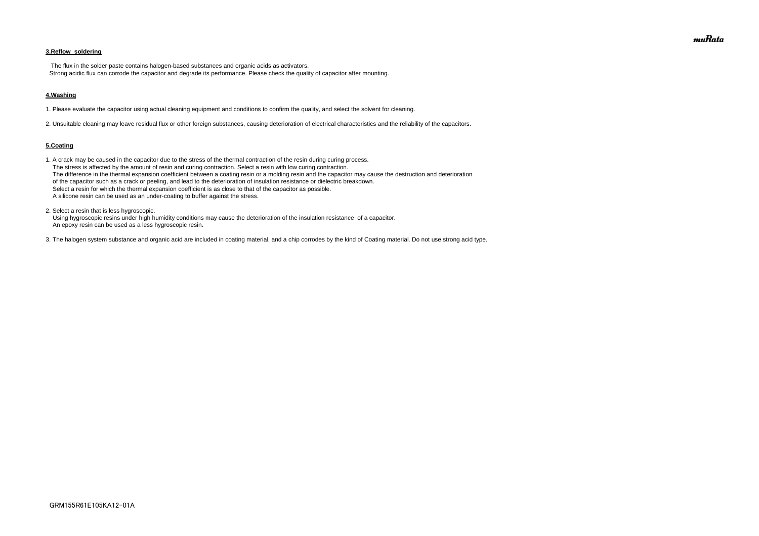**3.Reflow soldering**

The flux in the solder paste contains halogen-based substances and organic acids as activators.
Strong acidic flux can corrode the capacitor and degrade its performance. Please check the quality of capacitor after mounting.

**4.Washing**

1. Please evaluate the capacitor using actual cleaning equipment and conditions to confirm the quality, and select the solvent for cleaning.

2. Unsuitable cleaning may leave residual flux or other foreign substances, causing deterioration of electrical characteristics and the reliability of the capacitors.

**5.Coating**

1. A crack may be caused in the capacitor due to the stress of the thermal contraction of the resin during curing process.
   The stress is affected by the amount of resin and curing contraction. Select a resin with low curing contraction.
   The difference in the thermal expansion coefficient between a coating resin or a molding resin and the capacitor may cause the destruction and deterioration of the capacitor such as a crack or peeling, and lead to the deterioration of insulation resistance or dielectric breakdown.
   Select a resin for which the thermal expansion coefficient is as close to that of the capacitor as possible.
   A silicone resin can be used as an under-coating to buffer against the stress.

2. Select a resin that is less hygroscopic.
   Using hygroscopic resins under high humidity conditions may cause the deterioration of the insulation resistance of a capacitor.
   An epoxy resin can be used as a less hygroscopic resin.

3. The halogen system substance and organic acid are included in coating material, and a chip corrodes by the kind of Coating material. Do not use strong acid type.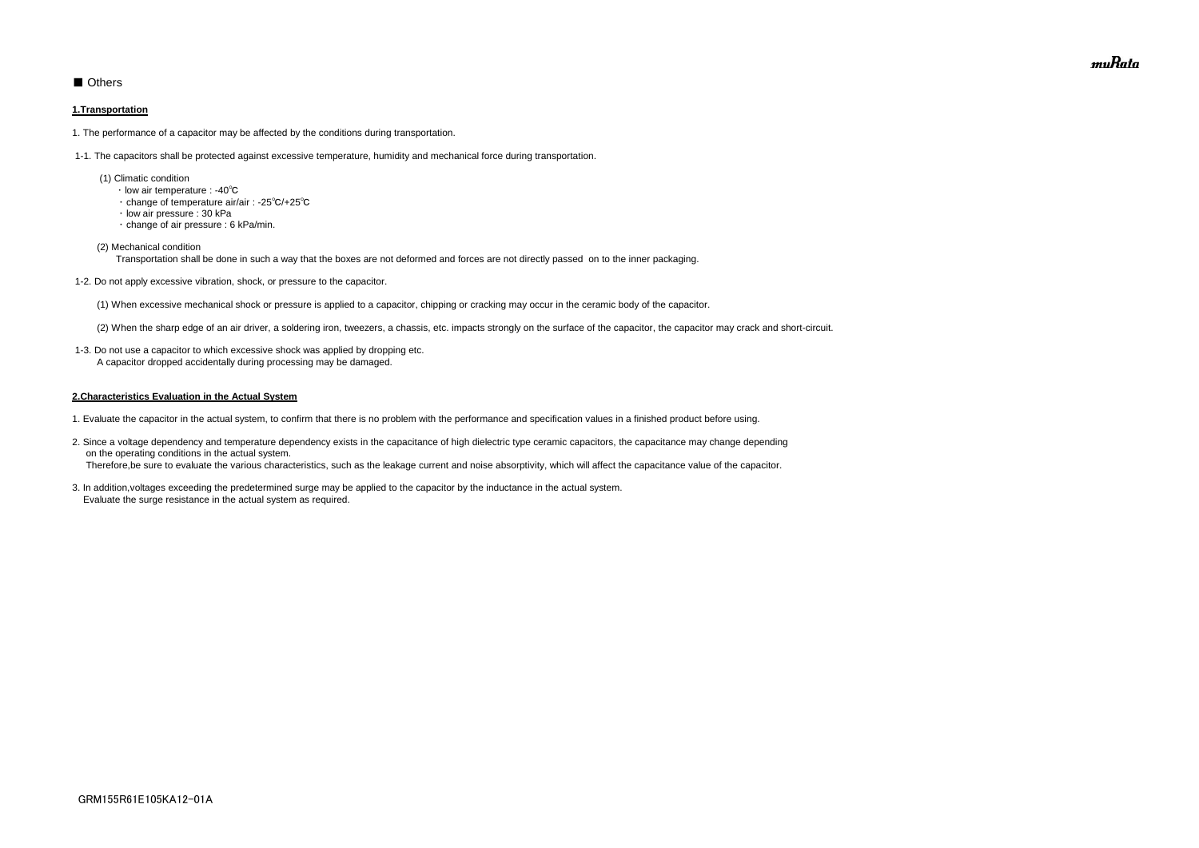■ Others

**1.Transportation**

1. The performance of a capacitor may be affected by the conditions during transportation.

1-1. The capacitors shall be protected against excessive temperature, humidity and mechanical force during transportation.

(1) Climatic condition

・low air temperature : -40℃
・change of temperature air/air : -25℃/+25℃
・low air pressure : 30 kPa
・change of air pressure : 6 kPa/min.

(2) Mechanical condition

Transportation shall be done in such a way that the boxes are not deformed and forces are not directly passed on to the inner packaging.

1-2. Do not apply excessive vibration, shock, or pressure to the capacitor.

(1) When excessive mechanical shock or pressure is applied to a capacitor, chipping or cracking may occur in the ceramic body of the capacitor.

(2) When the sharp edge of an air driver, a soldering iron, tweezers, a chassis, etc. impacts strongly on the surface of the capacitor, the capacitor may crack and short-circuit.

1-3. Do not use a capacitor to which excessive shock was applied by dropping etc.
A capacitor dropped accidentally during processing may be damaged.

**2.Characteristics Evaluation in the Actual System**

1. Evaluate the capacitor in the actual system, to confirm that there is no problem with the performance and specification values in a finished product before using.

2. Since a voltage dependency and temperature dependency exists in the capacitance of high dielectric type ceramic capacitors, the capacitance may change depending on the operating conditions in the actual system.
Therefore,be sure to evaluate the various characteristics, such as the leakage current and noise absorptivity, which will affect the capacitance value of the capacitor.

3. In addition,voltages exceeding the predetermined surge may be applied to the capacitor by the inductance in the actual system.
Evaluate the surge resistance in the actual system as required.

GRM155R61E105KA12-01A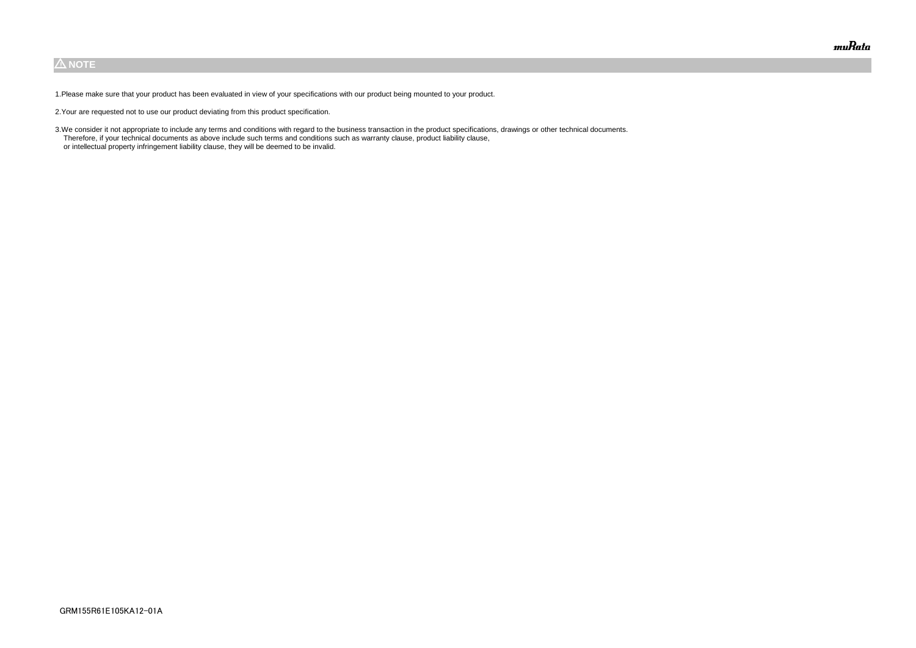## ⚠ NOTE

1.Please make sure that your product has been evaluated in view of your specifications with our product being mounted to your product.

2.Your are requested not to use our product deviating from this product specification.

3.We consider it not appropriate to include any terms and conditions with regard to the business transaction in the product specifications, drawings or other technical documents.
Therefore, if your technical documents as above include such terms and conditions such as warranty clause, product liability clause,
or intellectual property infringement liability clause, they will be deemed to be invalid.